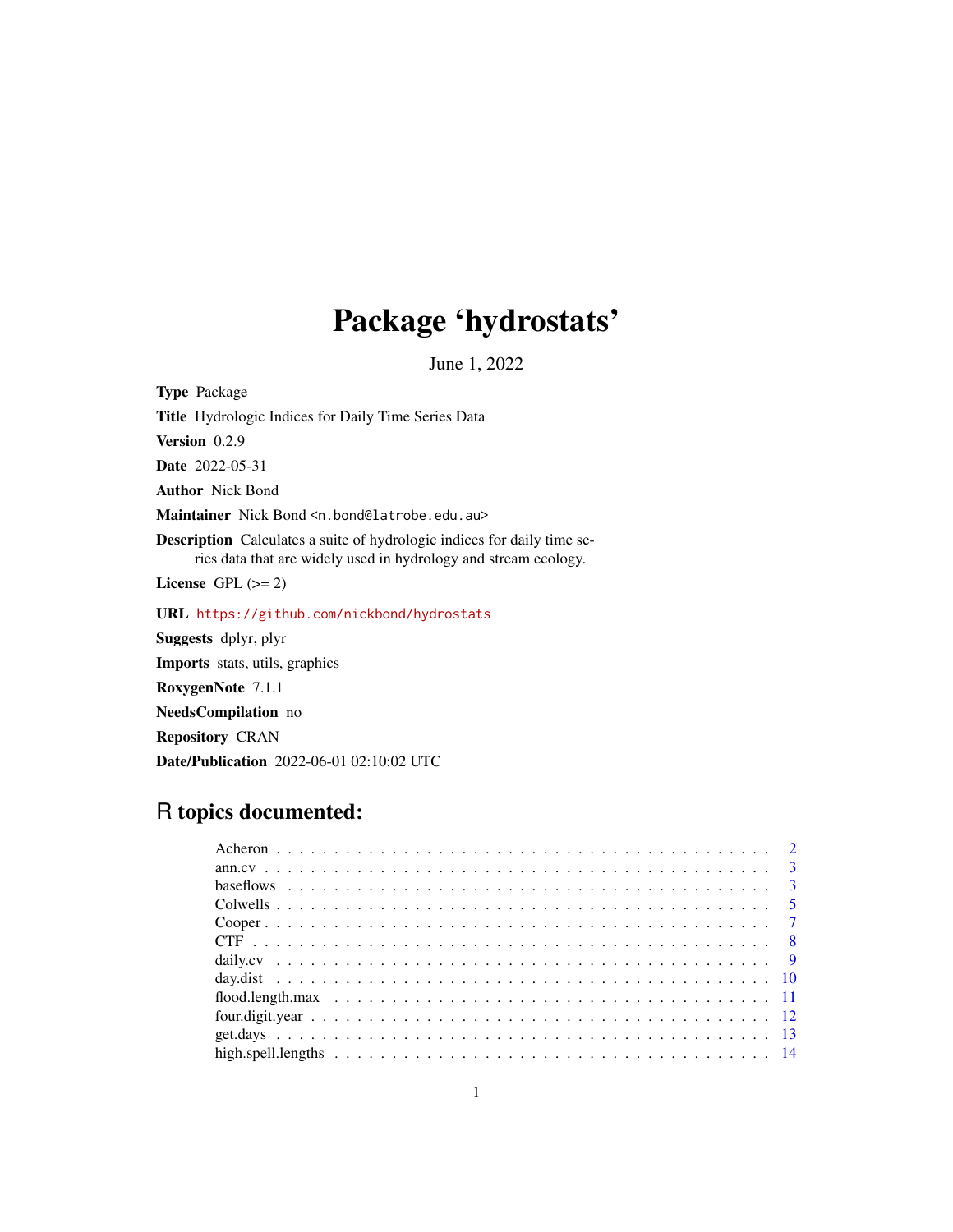# Package 'hydrostats'

June 1, 2022

**Type** Package

**Title** Hydrologic Indices for Daily Time Series Data

**Version** 0.2.9

**Date** 2022-05-31

**Author** Nick Bond

**Maintainer** Nick Bond <n.bond@latrobe.edu.au>

**Description** Calculates a suite of hydrologic indices for daily time series data that are widely used in hydrology and stream ecology.

**License** GPL (>= 2)

**URL** https://github.com/nickbond/hydrostats

**Suggests** dplyr, plyr

**Imports** stats, utils, graphics

**RoxygenNote** 7.1.1

**NeedsCompilation** no

**Repository** CRAN

**Date/Publication** 2022-06-01 02:10:02 UTC

## R topics documented:

| | |
|---|---|
| Acheron | 2 |
| ann.cv | 3 |
| baseflows | 3 |
| Colwells | 5 |
| Cooper | 7 |
| CTF | 8 |
| daily.cv | 9 |
| day.dist | 10 |
| flood.length.max | 11 |
| four.digit.year | 12 |
| get.days | 13 |
| high.spell.lengths | 14 |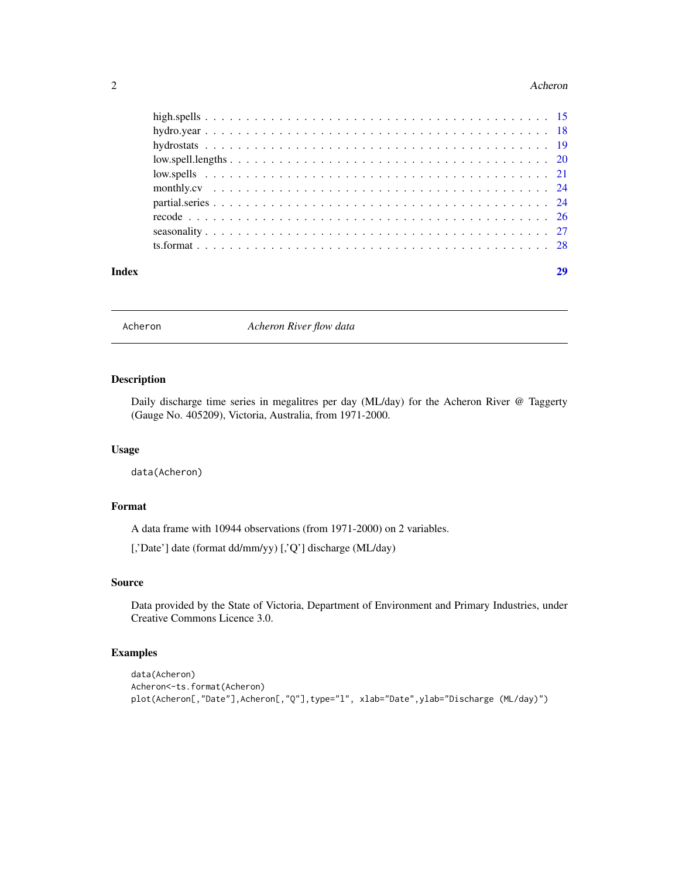high.spells . . . . . . . . . . . . . . . . . . . . . . . . . . . . . . . . . . . . . . 15
hydro.year . . . . . . . . . . . . . . . . . . . . . . . . . . . . . . . . . . . . . . 18
hydrostats . . . . . . . . . . . . . . . . . . . . . . . . . . . . . . . . . . . . . . 19
low.spell.lengths . . . . . . . . . . . . . . . . . . . . . . . . . . . . . . . . . . 20
low.spells . . . . . . . . . . . . . . . . . . . . . . . . . . . . . . . . . . . . . . 21
monthly.cv . . . . . . . . . . . . . . . . . . . . . . . . . . . . . . . . . . . . . . 24
partial.series . . . . . . . . . . . . . . . . . . . . . . . . . . . . . . . . . . . . 24
recode . . . . . . . . . . . . . . . . . . . . . . . . . . . . . . . . . . . . . . . . 26
seasonality . . . . . . . . . . . . . . . . . . . . . . . . . . . . . . . . . . . . . 27
ts.format . . . . . . . . . . . . . . . . . . . . . . . . . . . . . . . . . . . . . . 28

**Index** **29**

---

## Acheron — *Acheron River flow data*

### Description

Daily discharge time series in megalitres per day (ML/day) for the Acheron River @ Taggerty (Gauge No. 405209), Victoria, Australia, from 1971-2000.

### Usage

```
data(Acheron)
```

### Format

A data frame with 10944 observations (from 1971-2000) on 2 variables.

[,'Date'] date (format dd/mm/yy) [,'Q'] discharge (ML/day)

### Source

Data provided by the State of Victoria, Department of Environment and Primary Industries, under Creative Commons Licence 3.0.

### Examples

```
data(Acheron)
Acheron<-ts.format(Acheron)
plot(Acheron[,"Date"],Acheron[,"Q"],type="l", xlab="Date",ylab="Discharge (ML/day)")
```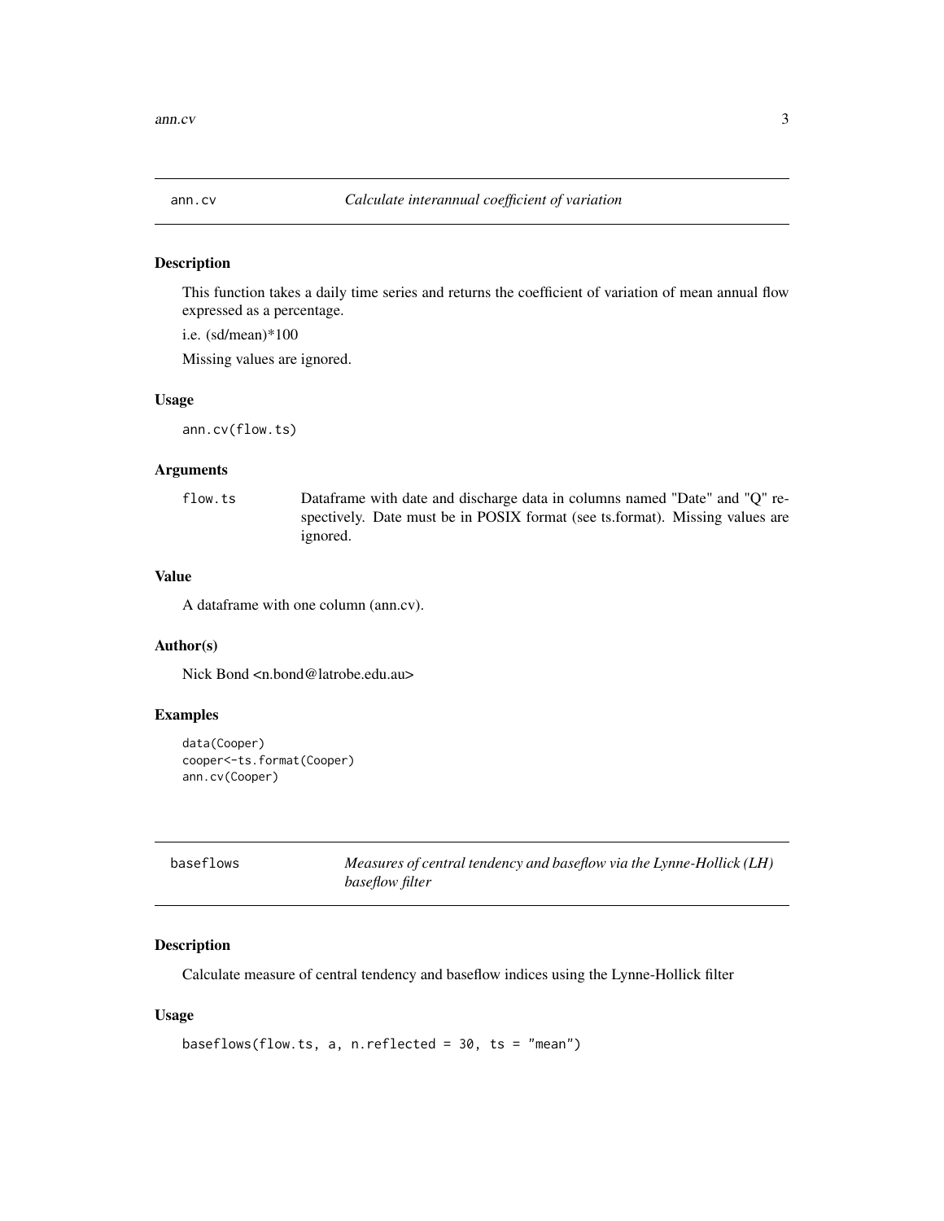## ann.cv — *Calculate interannual coefficient of variation*

### Description

This function takes a daily time series and returns the coefficient of variation of mean annual flow expressed as a percentage.

i.e. (sd/mean)*100

Missing values are ignored.

### Usage

```
ann.cv(flow.ts)
```

### Arguments

| | |
|---|---|
| flow.ts | Dataframe with date and discharge data in columns named "Date" and "Q" respectively. Date must be in POSIX format (see ts.format). Missing values are ignored. |

### Value

A dataframe with one column (ann.cv).

### Author(s)

Nick Bond <n.bond@latrobe.edu.au>

### Examples

```
data(Cooper)
cooper<-ts.format(Cooper)
ann.cv(Cooper)
```

## baseflows — *Measures of central tendency and baseflow via the Lynne-Hollick (LH) baseflow filter*

### Description

Calculate measure of central tendency and baseflow indices using the Lynne-Hollick filter

### Usage

```
baseflows(flow.ts, a, n.reflected = 30, ts = "mean")
```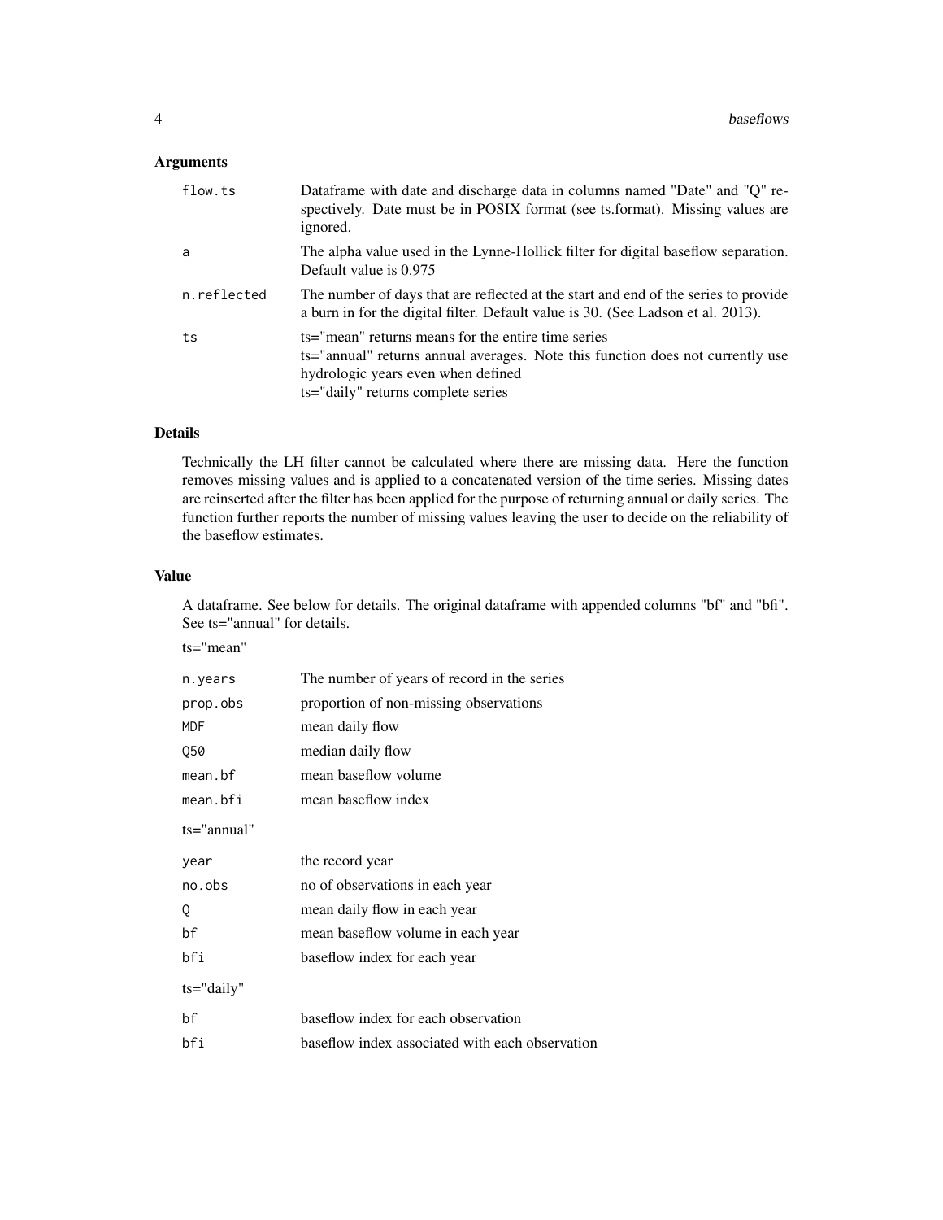## Arguments

| | |
|---|---|
| `flow.ts` | Dataframe with date and discharge data in columns named "Date" and "Q" respectively. Date must be in POSIX format (see ts.format). Missing values are ignored. |
| `a` | The alpha value used in the Lynne-Hollick filter for digital baseflow separation. Default value is 0.975 |
| `n.reflected` | The number of days that are reflected at the start and end of the series to provide a burn in for the digital filter. Default value is 30. (See Ladson et al. 2013). |
| `ts` | ts="mean" returns means for the entire time series<br>ts="annual" returns annual averages. Note this function does not currently use hydrologic years even when defined<br>ts="daily" returns complete series |

## Details

Technically the LH filter cannot be calculated where there are missing data. Here the function removes missing values and is applied to a concatenated version of the time series. Missing dates are reinserted after the filter has been applied for the purpose of returning annual or daily series. The function further reports the number of missing values leaving the user to decide on the reliability of the baseflow estimates.

## Value

A dataframe. See below for details. The original dataframe with appended columns "bf" and "bfi". See ts="annual" for details.

ts="mean"

| | |
|---|---|
| `n.years` | The number of years of record in the series |
| `prop.obs` | proportion of non-missing observations |
| `MDF` | mean daily flow |
| `Q50` | median daily flow |
| `mean.bf` | mean baseflow volume |
| `mean.bfi` | mean baseflow index |

ts="annual"

| | |
|---|---|
| `year` | the record year |
| `no.obs` | no of observations in each year |
| `Q` | mean daily flow in each year |
| `bf` | mean baseflow volume in each year |
| `bfi` | baseflow index for each year |

ts="daily"

| | |
|---|---|
| `bf` | baseflow index for each observation |
| `bfi` | baseflow index associated with each observation |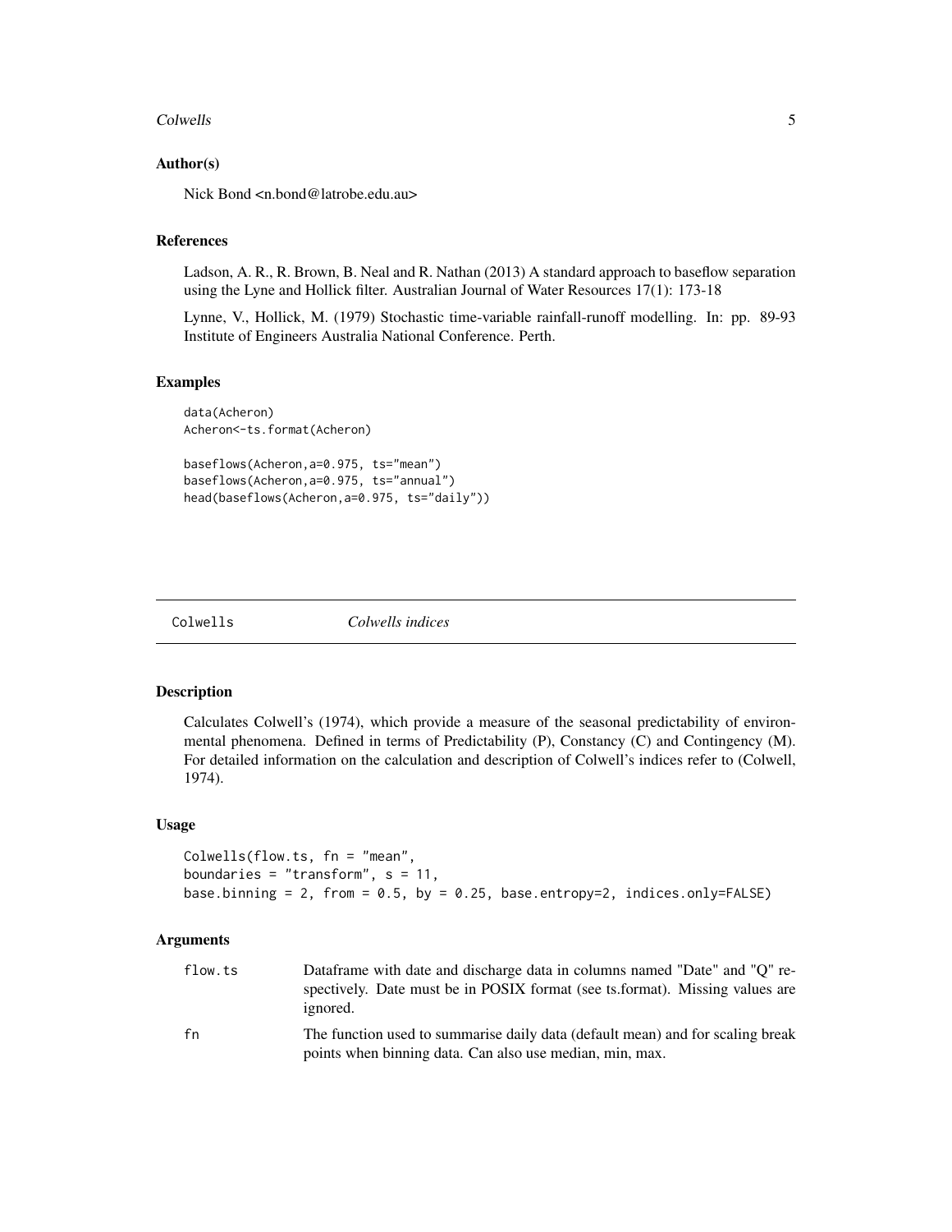### Author(s)

Nick Bond <n.bond@latrobe.edu.au>

### References

Ladson, A. R., R. Brown, B. Neal and R. Nathan (2013) A standard approach to baseflow separation using the Lyne and Hollick filter. Australian Journal of Water Resources 17(1): 173-18

Lynne, V., Hollick, M. (1979) Stochastic time-variable rainfall-runoff modelling. In: pp. 89-93 Institute of Engineers Australia National Conference. Perth.

### Examples

```
data(Acheron)
Acheron<-ts.format(Acheron)

baseflows(Acheron,a=0.975, ts="mean")
baseflows(Acheron,a=0.975, ts="annual")
head(baseflows(Acheron,a=0.975, ts="daily"))
```

---

## Colwells *Colwells indices*

---

### Description

Calculates Colwell's (1974), which provide a measure of the seasonal predictability of environmental phenomena. Defined in terms of Predictability (P), Constancy (C) and Contingency (M). For detailed information on the calculation and description of Colwell's indices refer to (Colwell, 1974).

### Usage

```
Colwells(flow.ts, fn = "mean",
boundaries = "transform", s = 11,
base.binning = 2, from = 0.5, by = 0.25, base.entropy=2, indices.only=FALSE)
```

### Arguments

| | |
|---|---|
| flow.ts | Dataframe with date and discharge data in columns named "Date" and "Q" respectively. Date must be in POSIX format (see ts.format). Missing values are ignored. |
| fn | The function used to summarise daily data (default mean) and for scaling break points when binning data. Can also use median, min, max. |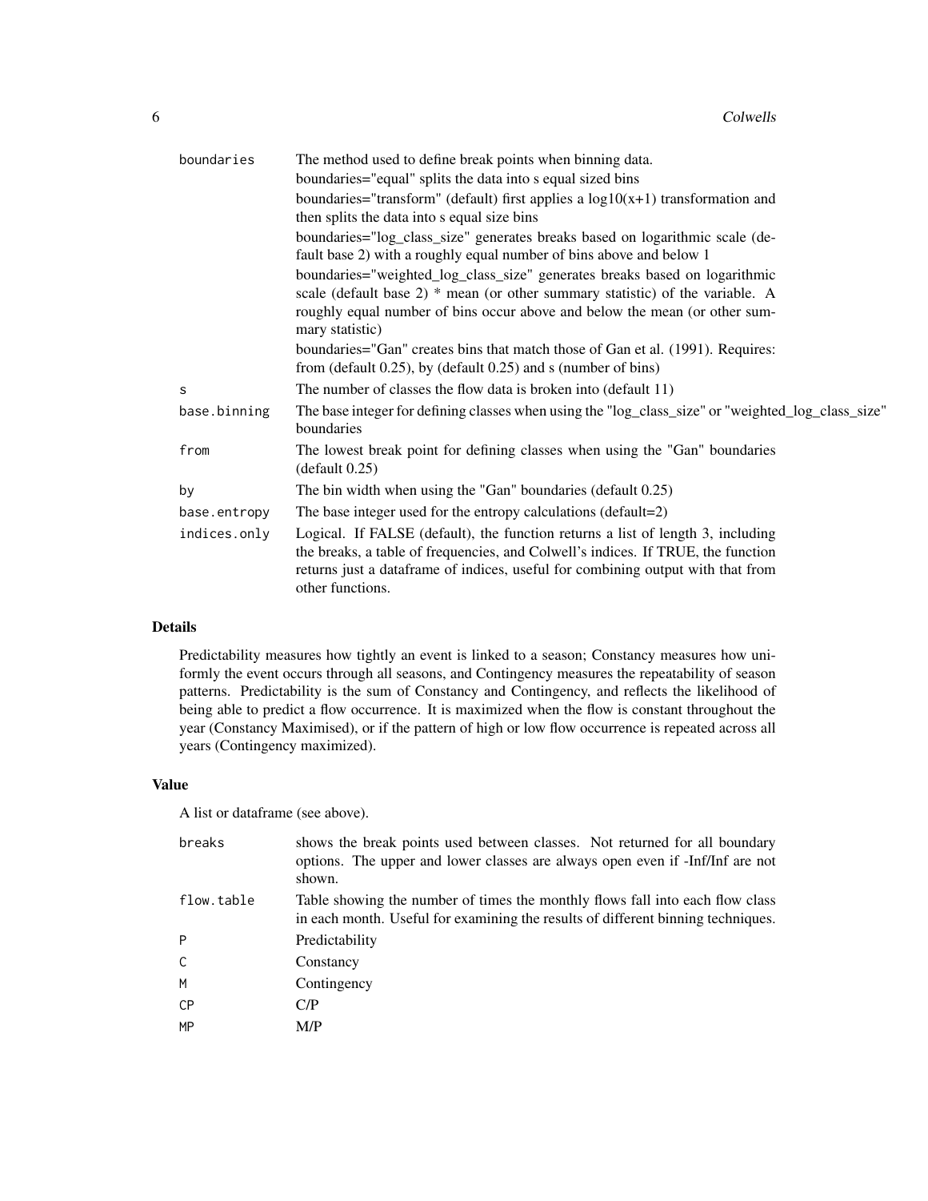| | |
|---|---|
| boundaries | The method used to define break points when binning data.<br>boundaries="equal" splits the data into s equal sized bins<br>boundaries="transform" (default) first applies a log10(x+1) transformation and then splits the data into s equal size bins<br>boundaries="log_class_size" generates breaks based on logarithmic scale (default base 2) with a roughly equal number of bins above and below 1<br>boundaries="weighted_log_class_size" generates breaks based on logarithmic scale (default base 2) * mean (or other summary statistic) of the variable. A roughly equal number of bins occur above and below the mean (or other summary statistic)<br>boundaries="Gan" creates bins that match those of Gan et al. (1991). Requires: from (default 0.25), by (default 0.25) and s (number of bins) |
| s | The number of classes the flow data is broken into (default 11) |
| base.binning | The base integer for defining classes when using the "log_class_size" or "weighted_log_class_size" boundaries |
| from | The lowest break point for defining classes when using the "Gan" boundaries (default 0.25) |
| by | The bin width when using the "Gan" boundaries (default 0.25) |
| base.entropy | The base integer used for the entropy calculations (default=2) |
| indices.only | Logical. If FALSE (default), the function returns a list of length 3, including the breaks, a table of frequencies, and Colwell's indices. If TRUE, the function returns just a dataframe of indices, useful for combining output with that from other functions. |

## Details

Predictability measures how tightly an event is linked to a season; Constancy measures how uniformly the event occurs through all seasons, and Contingency measures the repeatability of season patterns. Predictability is the sum of Constancy and Contingency, and reflects the likelihood of being able to predict a flow occurrence. It is maximized when the flow is constant throughout the year (Constancy Maximised), or if the pattern of high or low flow occurrence is repeated across all years (Contingency maximized).

## Value

A list or dataframe (see above).

| | |
|---|---|
| breaks | shows the break points used between classes. Not returned for all boundary options. The upper and lower classes are always open even if -Inf/Inf are not shown. |
| flow.table | Table showing the number of times the monthly flows fall into each flow class in each month. Useful for examining the results of different binning techniques. |
| P | Predictability |
| C | Constancy |
| M | Contingency |
| CP | C/P |
| MP | M/P |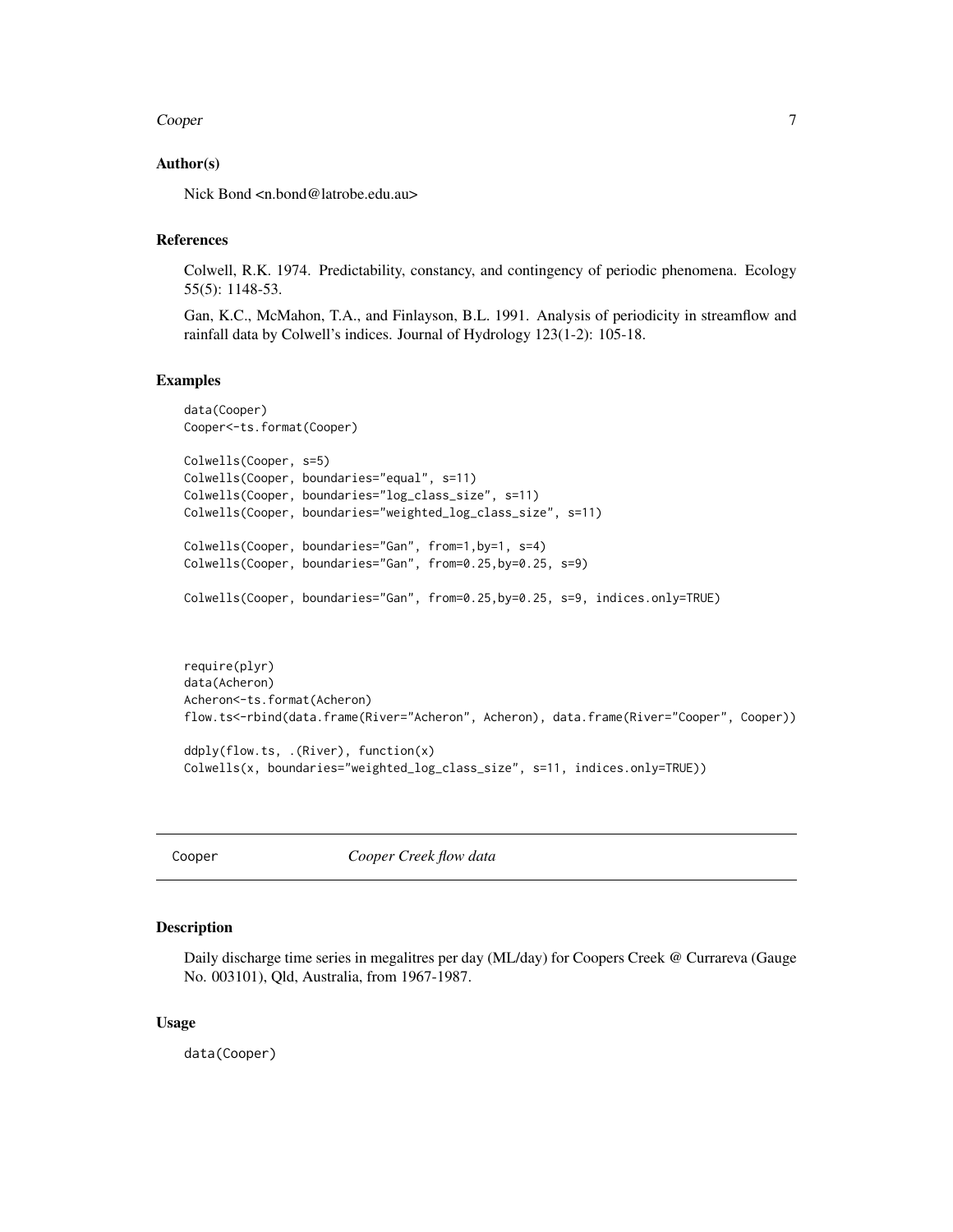### Author(s)

Nick Bond <n.bond@latrobe.edu.au>

### References

Colwell, R.K. 1974. Predictability, constancy, and contingency of periodic phenomena. Ecology 55(5): 1148-53.

Gan, K.C., McMahon, T.A., and Finlayson, B.L. 1991. Analysis of periodicity in streamflow and rainfall data by Colwell's indices. Journal of Hydrology 123(1-2): 105-18.

### Examples

```
data(Cooper)
Cooper<-ts.format(Cooper)

Colwells(Cooper, s=5)
Colwells(Cooper, boundaries="equal", s=11)
Colwells(Cooper, boundaries="log_class_size", s=11)
Colwells(Cooper, boundaries="weighted_log_class_size", s=11)

Colwells(Cooper, boundaries="Gan", from=1,by=1, s=4)
Colwells(Cooper, boundaries="Gan", from=0.25,by=0.25, s=9)

Colwells(Cooper, boundaries="Gan", from=0.25,by=0.25, s=9, indices.only=TRUE)



require(plyr)
data(Acheron)
Acheron<-ts.format(Acheron)
flow.ts<-rbind(data.frame(River="Acheron", Acheron), data.frame(River="Cooper", Cooper))

ddply(flow.ts, .(River), function(x)
Colwells(x, boundaries="weighted_log_class_size", s=11, indices.only=TRUE))
```

---

## Cooper — *Cooper Creek flow data*

### Description

Daily discharge time series in megalitres per day (ML/day) for Coopers Creek @ Currareva (Gauge No. 003101), Qld, Australia, from 1967-1987.

### Usage

```
data(Cooper)
```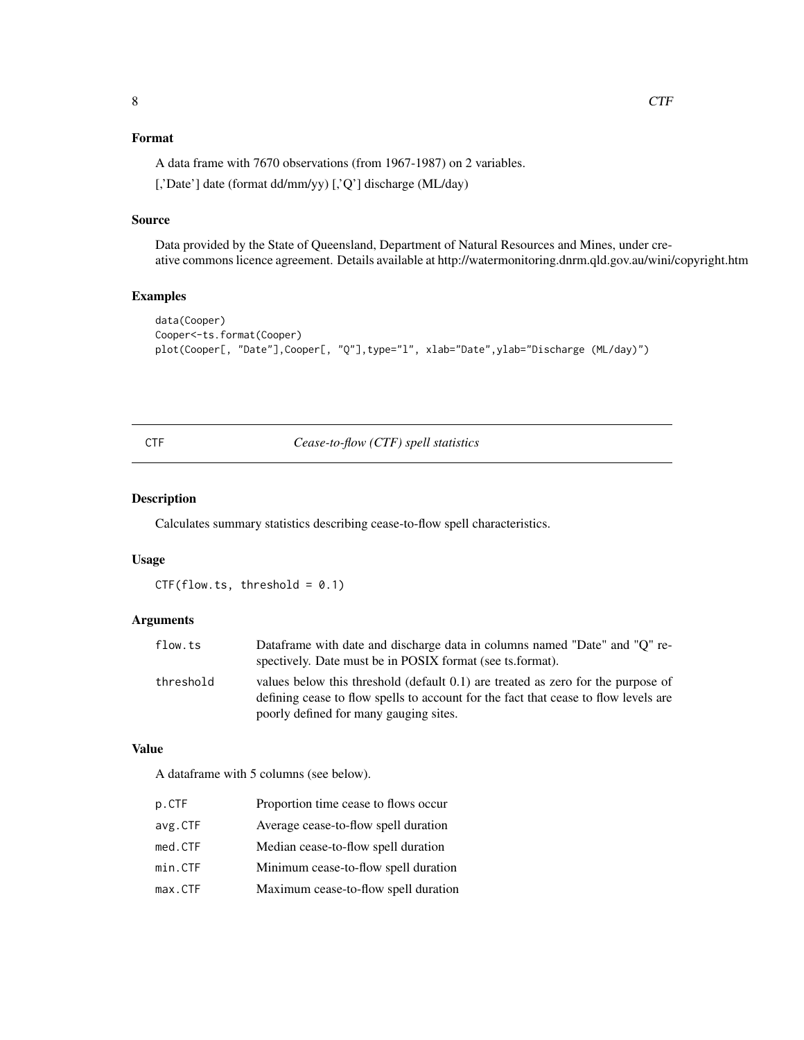### Format

A data frame with 7670 observations (from 1967-1987) on 2 variables.

[,'Date'] date (format dd/mm/yy) [,'Q'] discharge (ML/day)

### Source

Data provided by the State of Queensland, Department of Natural Resources and Mines, under creative commons licence agreement. Details available at http://watermonitoring.dnrm.qld.gov.au/wini/copyright.htm

### Examples

```
data(Cooper)
Cooper<-ts.format(Cooper)
plot(Cooper[, "Date"],Cooper[, "Q"],type="l", xlab="Date",ylab="Discharge (ML/day)")
```

---

## CTF — *Cease-to-flow (CTF) spell statistics*

---

### Description

Calculates summary statistics describing cease-to-flow spell characteristics.

### Usage

```
CTF(flow.ts, threshold = 0.1)
```

### Arguments

| | |
|---|---|
| `flow.ts` | Dataframe with date and discharge data in columns named "Date" and "Q" respectively. Date must be in POSIX format (see ts.format). |
| `threshold` | values below this threshold (default 0.1) are treated as zero for the purpose of defining cease to flow spells to account for the fact that cease to flow levels are poorly defined for many gauging sites. |

### Value

A dataframe with 5 columns (see below).

| | |
|---|---|
| `p.CTF` | Proportion time cease to flows occur |
| `avg.CTF` | Average cease-to-flow spell duration |
| `med.CTF` | Median cease-to-flow spell duration |
| `min.CTF` | Minimum cease-to-flow spell duration |
| `max.CTF` | Maximum cease-to-flow spell duration |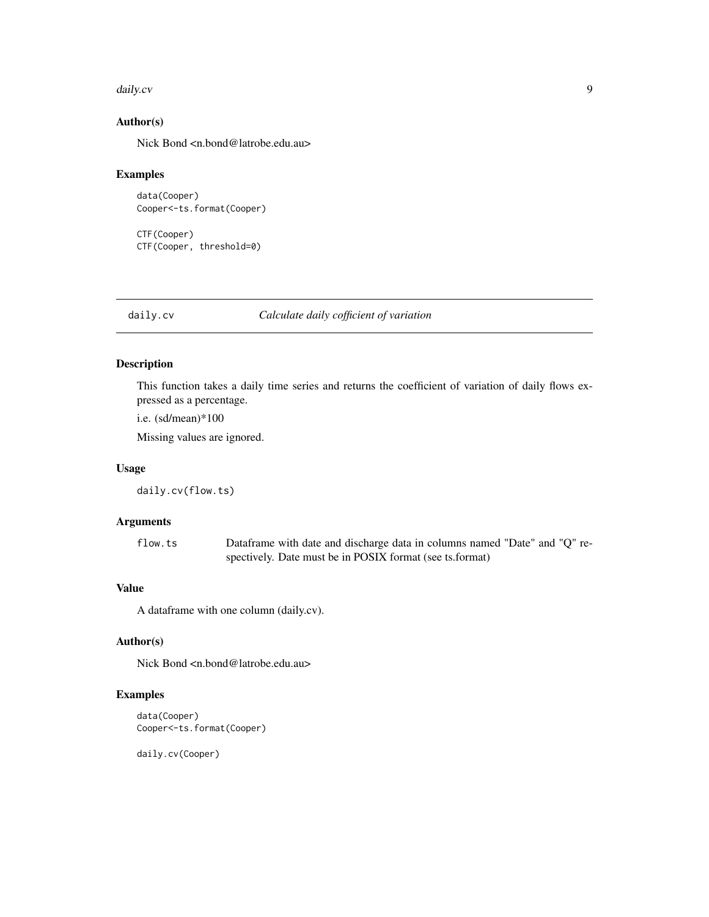### Author(s)

Nick Bond <n.bond@latrobe.edu.au>

### Examples

```
data(Cooper)
Cooper<-ts.format(Cooper)

CTF(Cooper)
CTF(Cooper, threshold=0)
```

---

## daily.cv &nbsp;&nbsp;&nbsp;&nbsp; *Calculate daily cofficient of variation*

### Description

This function takes a daily time series and returns the coefficient of variation of daily flows expressed as a percentage.

i.e. (sd/mean)*100

Missing values are ignored.

### Usage

```
daily.cv(flow.ts)
```

### Arguments

| | |
|---|---|
| flow.ts | Dataframe with date and discharge data in columns named "Date" and "Q" respectively. Date must be in POSIX format (see ts.format) |

### Value

A dataframe with one column (daily.cv).

### Author(s)

Nick Bond <n.bond@latrobe.edu.au>

### Examples

```
data(Cooper)
Cooper<-ts.format(Cooper)

daily.cv(Cooper)
```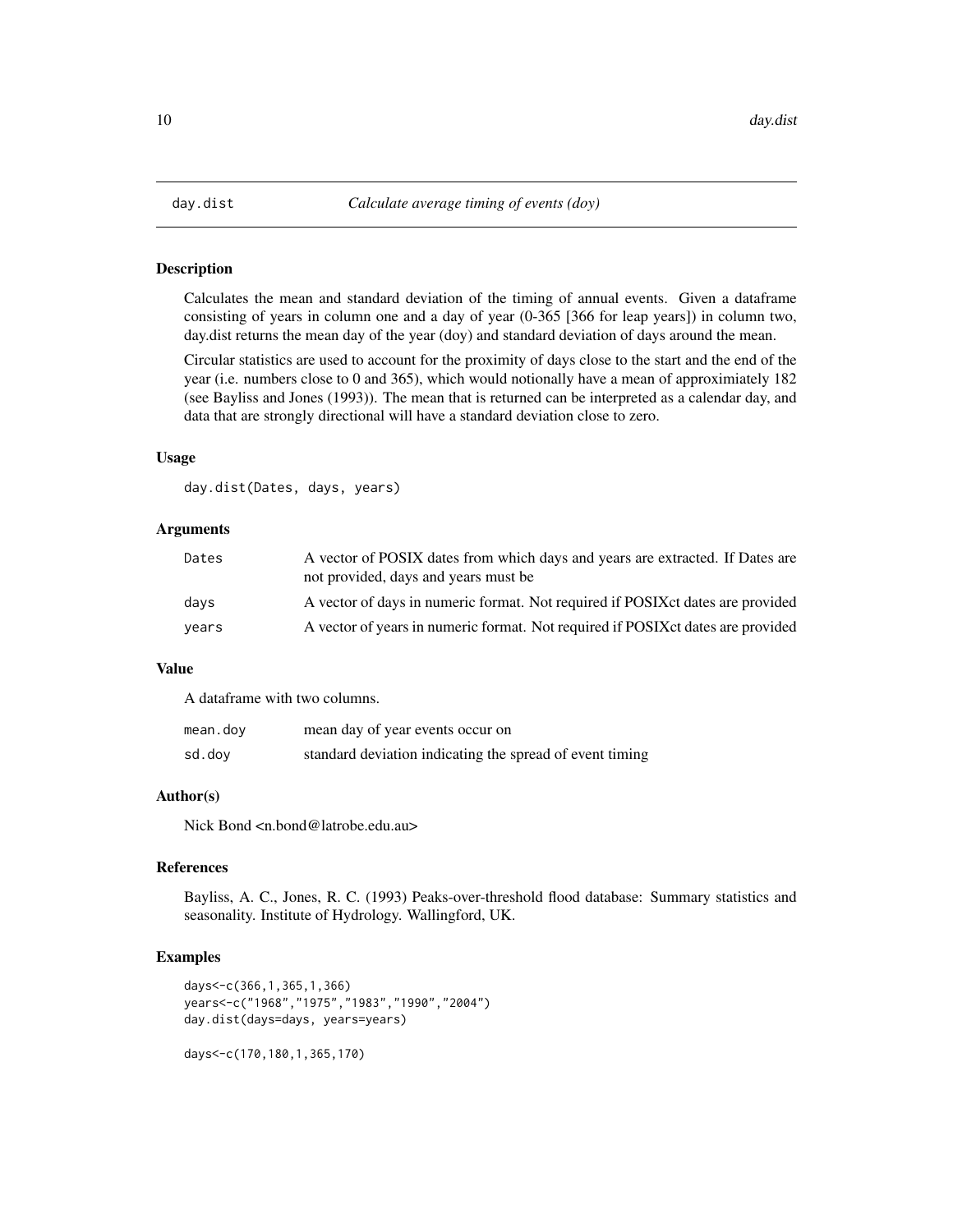# day.dist — *Calculate average timing of events (doy)*

## Description

Calculates the mean and standard deviation of the timing of annual events. Given a dataframe consisting of years in column one and a day of year (0-365 [366 for leap years]) in column two, day.dist returns the mean day of the year (doy) and standard deviation of days around the mean.

Circular statistics are used to account for the proximity of days close to the start and the end of the year (i.e. numbers close to 0 and 365), which would notionally have a mean of approximiately 182 (see Bayliss and Jones (1993)). The mean that is returned can be interpreted as a calendar day, and data that are strongly directional will have a standard deviation close to zero.

## Usage

```
day.dist(Dates, days, years)
```

## Arguments

| | |
|---|---|
| `Dates` | A vector of POSIX dates from which days and years are extracted. If Dates are not provided, days and years must be |
| `days` | A vector of days in numeric format. Not required if POSIXct dates are provided |
| `years` | A vector of years in numeric format. Not required if POSIXct dates are provided |

## Value

A dataframe with two columns.

| | |
|---|---|
| `mean.doy` | mean day of year events occur on |
| `sd.doy` | standard deviation indicating the spread of event timing |

## Author(s)

Nick Bond <n.bond@latrobe.edu.au>

## References

Bayliss, A. C., Jones, R. C. (1993) Peaks-over-threshold flood database: Summary statistics and seasonality. Institute of Hydrology. Wallingford, UK.

## Examples

```
days<-c(366,1,365,1,366)
years<-c("1968","1975","1983","1990","2004")
day.dist(days=days, years=years)

days<-c(170,180,1,365,170)
```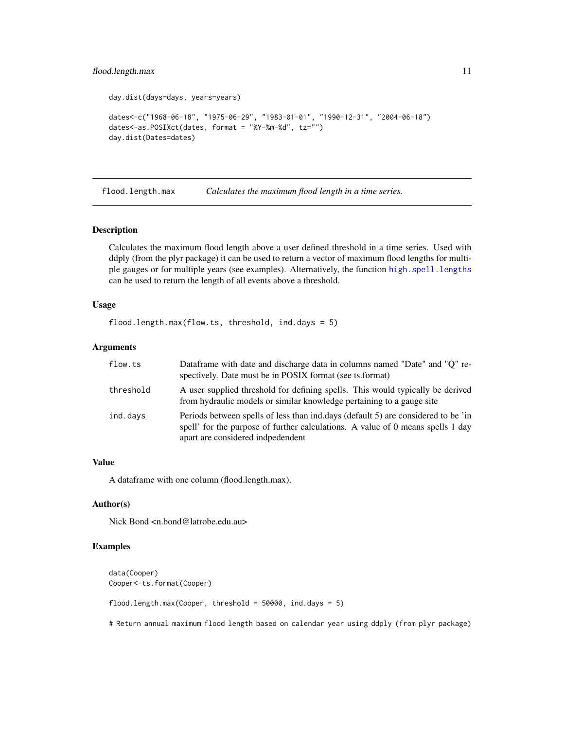```
day.dist(days=days, years=years)

dates<-c("1968-06-18", "1975-06-29", "1983-01-01", "1990-12-31", "2004-06-18")
dates<-as.POSIXct(dates, format = "%Y-%m-%d", tz="")
day.dist(Dates=dates)
```

## flood.length.max — *Calculates the maximum flood length in a time series.*

### Description

Calculates the maximum flood length above a user defined threshold in a time series. Used with ddply (from the plyr package) it can be used to return a vector of maximum flood lengths for multiple gauges or for multiple years (see examples). Alternatively, the function `high.spell.lengths` can be used to return the length of all events above a threshold.

### Usage

```
flood.length.max(flow.ts, threshold, ind.days = 5)
```

### Arguments

| | |
|---|---|
| `flow.ts` | Dataframe with date and discharge data in columns named "Date" and "Q" respectively. Date must be in POSIX format (see ts.format) |
| `threshold` | A user supplied threshold for defining spells. This would typically be derived from hydraulic models or similar knowledge pertaining to a gauge site |
| `ind.days` | Periods between spells of less than ind.days (default 5) are considered to be 'in spell' for the purpose of further calculations. A value of 0 means spells 1 day apart are considered indpedendent |

### Value

A dataframe with one column (flood.length.max).

### Author(s)

Nick Bond <n.bond@latrobe.edu.au>

### Examples

```
data(Cooper)
Cooper<-ts.format(Cooper)

flood.length.max(Cooper, threshold = 50000, ind.days = 5)

# Return annual maximum flood length based on calendar year using ddply (from plyr package)
```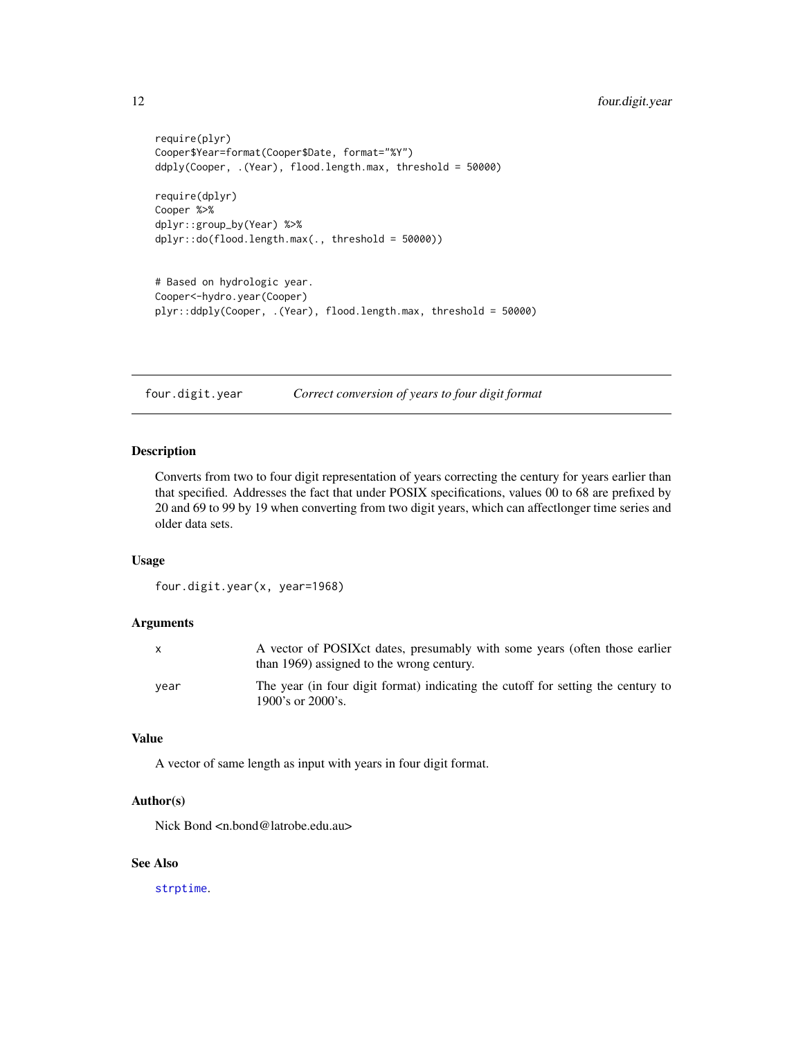```
require(plyr)
Cooper$Year=format(Cooper$Date, format="%Y")
ddply(Cooper, .(Year), flood.length.max, threshold = 50000)

require(dplyr)
Cooper %>%
dplyr::group_by(Year) %>%
dplyr::do(flood.length.max(., threshold = 50000))


# Based on hydrologic year.
Cooper<-hydro.year(Cooper)
plyr::ddply(Cooper, .(Year), flood.length.max, threshold = 50000)
```

---

## four.digit.year — *Correct conversion of years to four digit format*

### Description

Converts from two to four digit representation of years correcting the century for years earlier than that specified. Addresses the fact that under POSIX specifications, values 00 to 68 are prefixed by 20 and 69 to 99 by 19 when converting from two digit years, which can affectlonger time series and older data sets.

### Usage

```
four.digit.year(x, year=1968)
```

### Arguments

| | |
|---|---|
| `x` | A vector of POSIXct dates, presumably with some years (often those earlier than 1969) assigned to the wrong century. |
| `year` | The year (in four digit format) indicating the cutoff for setting the century to 1900's or 2000's. |

### Value

A vector of same length as input with years in four digit format.

### Author(s)

Nick Bond <n.bond@latrobe.edu.au>

### See Also

`strptime`.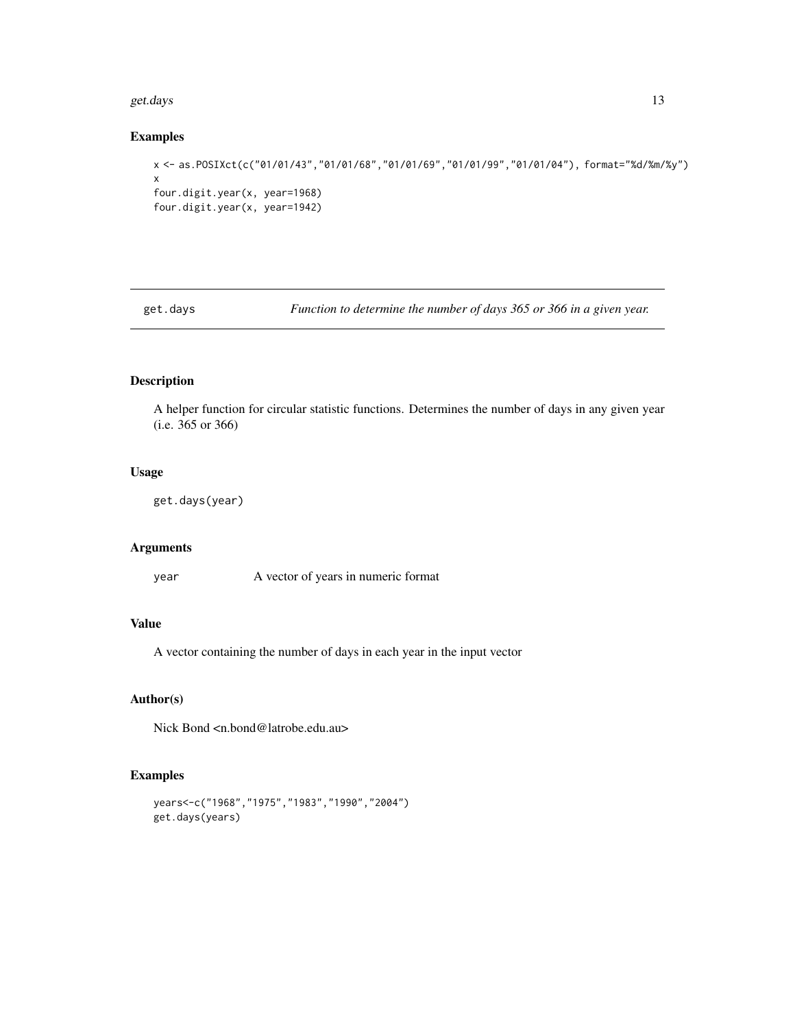## Examples

```
x <- as.POSIXct(c("01/01/43","01/01/68","01/01/69","01/01/99","01/01/04"), format="%d/%m/%y")
x
four.digit.year(x, year=1968)
four.digit.year(x, year=1942)
```

---

# get.days — *Function to determine the number of days 365 or 366 in a given year.*

---

## Description

A helper function for circular statistic functions. Determines the number of days in any given year (i.e. 365 or 366)

## Usage

```
get.days(year)
```

## Arguments

| | |
|---|---|
| `year` | A vector of years in numeric format |

## Value

A vector containing the number of days in each year in the input vector

## Author(s)

Nick Bond <n.bond@latrobe.edu.au>

## Examples

```
years<-c("1968","1975","1983","1990","2004")
get.days(years)
```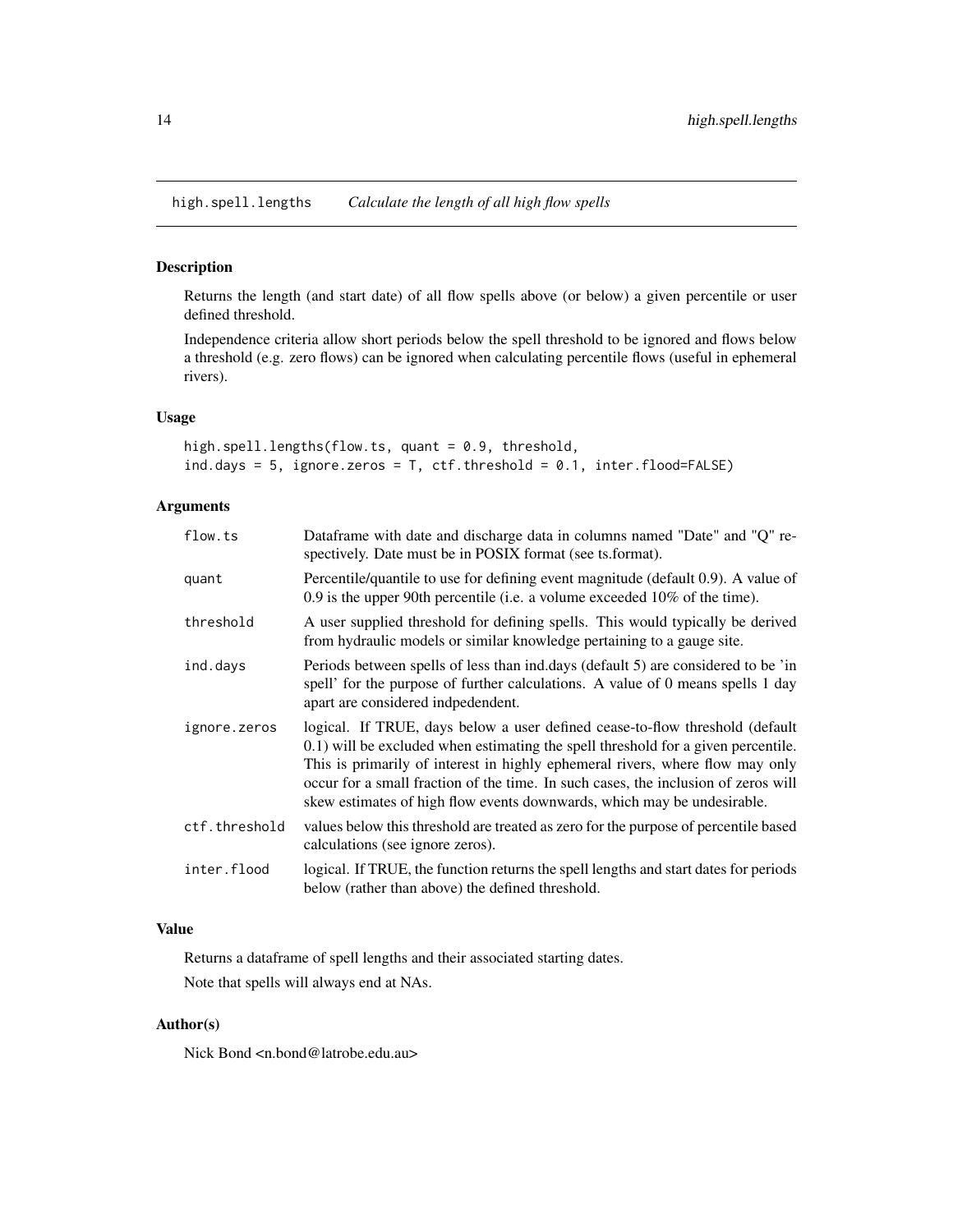# high.spell.lengths *Calculate the length of all high flow spells*

## Description

Returns the length (and start date) of all flow spells above (or below) a given percentile or user defined threshold.

Independence criteria allow short periods below the spell threshold to be ignored and flows below a threshold (e.g. zero flows) can be ignored when calculating percentile flows (useful in ephemeral rivers).

## Usage

```
high.spell.lengths(flow.ts, quant = 0.9, threshold,
ind.days = 5, ignore.zeros = T, ctf.threshold = 0.1, inter.flood=FALSE)
```

## Arguments

| | |
|---|---|
| `flow.ts` | Dataframe with date and discharge data in columns named "Date" and "Q" respectively. Date must be in POSIX format (see ts.format). |
| `quant` | Percentile/quantile to use for defining event magnitude (default 0.9). A value of 0.9 is the upper 90th percentile (i.e. a volume exceeded 10% of the time). |
| `threshold` | A user supplied threshold for defining spells. This would typically be derived from hydraulic models or similar knowledge pertaining to a gauge site. |
| `ind.days` | Periods between spells of less than ind.days (default 5) are considered to be 'in spell' for the purpose of further calculations. A value of 0 means spells 1 day apart are considered indpedendent. |
| `ignore.zeros` | logical. If TRUE, days below a user defined cease-to-flow threshold (default 0.1) will be excluded when estimating the spell threshold for a given percentile. This is primarily of interest in highly ephemeral rivers, where flow may only occur for a small fraction of the time. In such cases, the inclusion of zeros will skew estimates of high flow events downwards, which may be undesirable. |
| `ctf.threshold` | values below this threshold are treated as zero for the purpose of percentile based calculations (see ignore zeros). |
| `inter.flood` | logical. If TRUE, the function returns the spell lengths and start dates for periods below (rather than above) the defined threshold. |

## Value

Returns a dataframe of spell lengths and their associated starting dates.

Note that spells will always end at NAs.

## Author(s)

Nick Bond <n.bond@latrobe.edu.au>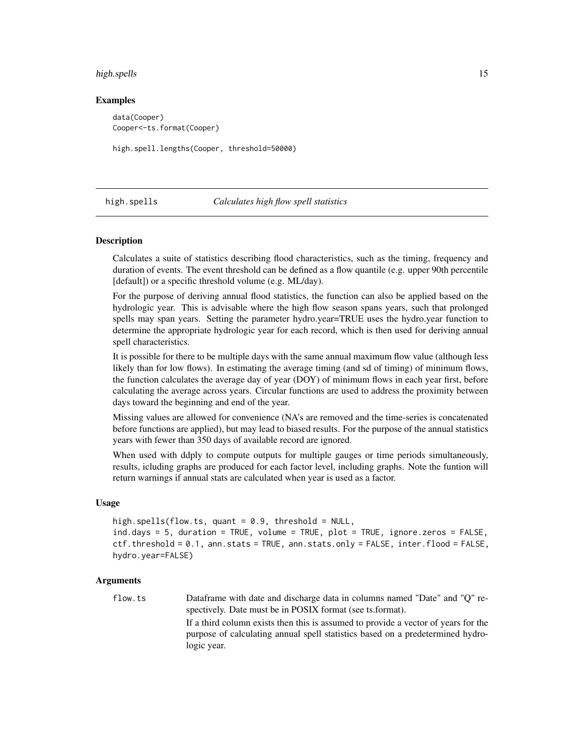## Examples

```
data(Cooper)
Cooper<-ts.format(Cooper)

high.spell.lengths(Cooper, threshold=50000)
```

---

## high.spells &nbsp;&nbsp;&nbsp; *Calculates high flow spell statistics*

### Description

Calculates a suite of statistics describing flood characteristics, such as the timing, frequency and duration of events. The event threshold can be defined as a flow quantile (e.g. upper 90th percentile [default]) or a specific threshold volume (e.g. ML/day).

For the purpose of deriving annual flood statistics, the function can also be applied based on the hydrologic year. This is advisable where the high flow season spans years, such that prolonged spells may span years. Setting the parameter hydro.year=TRUE uses the hydro.year function to determine the appropriate hydrologic year for each record, which is then used for deriving annual spell characteristics.

It is possible for there to be multiple days with the same annual maximum flow value (although less likely than for low flows). In estimating the average timing (and sd of timing) of minimum flows, the function calculates the average day of year (DOY) of minimum flows in each year first, before calculating the average across years. Circular functions are used to address the proximity between days toward the beginning and end of the year.

Missing values are allowed for convenience (NA's are removed and the time-series is concatenated before functions are applied), but may lead to biased results. For the purpose of the annual statistics years with fewer than 350 days of available record are ignored.

When used with ddply to compute outputs for multiple gauges or time periods simultaneously, results, icluding graphs are produced for each factor level, including graphs. Note the funtion will return warnings if annual stats are calculated when year is used as a factor.

### Usage

```
high.spells(flow.ts, quant = 0.9, threshold = NULL,
ind.days = 5, duration = TRUE, volume = TRUE, plot = TRUE, ignore.zeros = FALSE,
ctf.threshold = 0.1, ann.stats = TRUE, ann.stats.only = FALSE, inter.flood = FALSE,
hydro.year=FALSE)
```

### Arguments

`flow.ts` &nbsp;&nbsp;&nbsp; Dataframe with date and discharge data in columns named "Date" and "Q" respectively. Date must be in POSIX format (see ts.format).

If a third column exists then this is assumed to provide a vector of years for the purpose of calculating annual spell statistics based on a predetermined hydrologic year.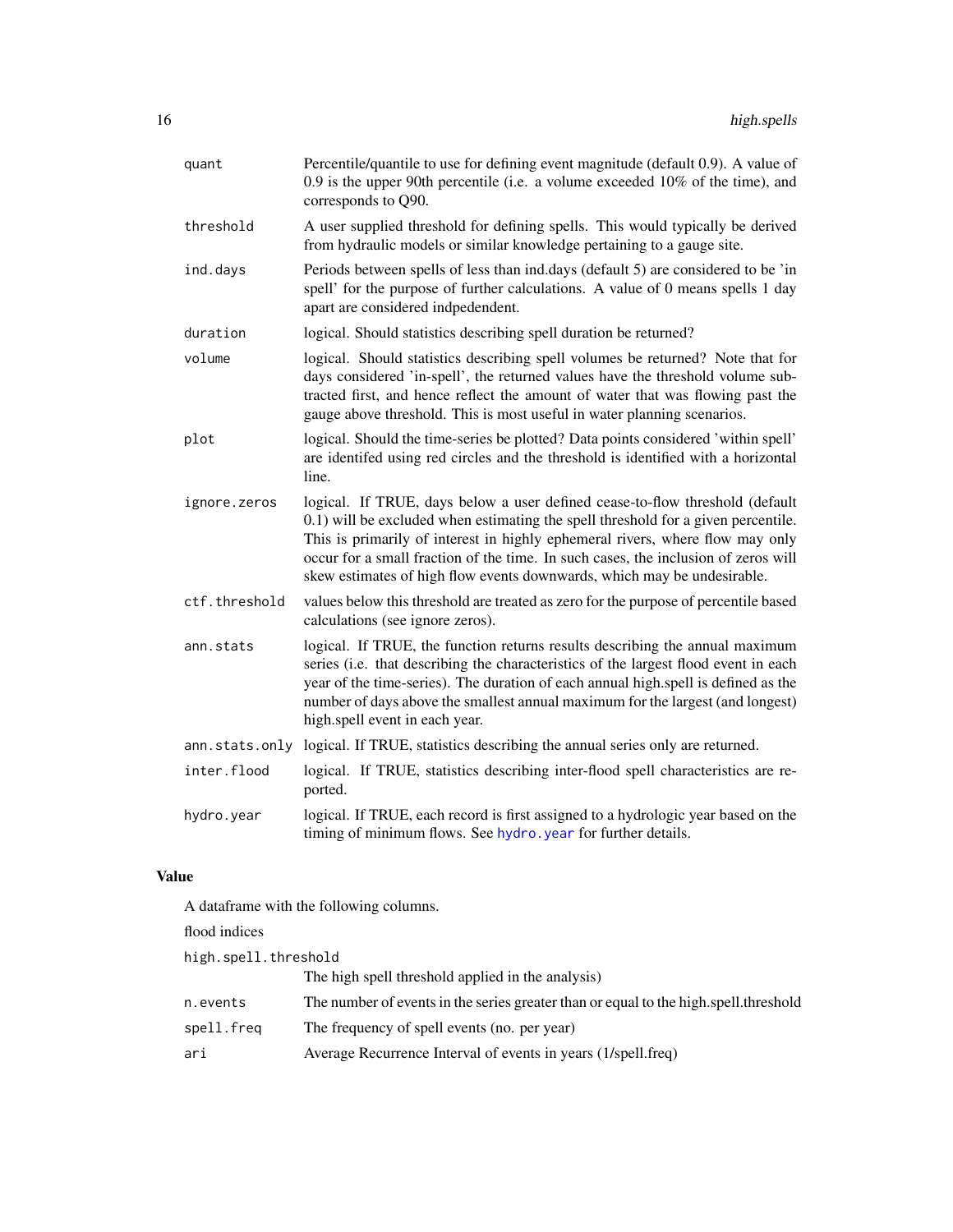| | |
|---|---|
| quant | Percentile/quantile to use for defining event magnitude (default 0.9). A value of 0.9 is the upper 90th percentile (i.e. a volume exceeded 10% of the time), and corresponds to Q90. |
| threshold | A user supplied threshold for defining spells. This would typically be derived from hydraulic models or similar knowledge pertaining to a gauge site. |
| ind.days | Periods between spells of less than ind.days (default 5) are considered to be 'in spell' for the purpose of further calculations. A value of 0 means spells 1 day apart are considered indpedendent. |
| duration | logical. Should statistics describing spell duration be returned? |
| volume | logical. Should statistics describing spell volumes be returned? Note that for days considered 'in-spell', the returned values have the threshold volume subtracted first, and hence reflect the amount of water that was flowing past the gauge above threshold. This is most useful in water planning scenarios. |
| plot | logical. Should the time-series be plotted? Data points considered 'within spell' are identifed using red circles and the threshold is identified with a horizontal line. |
| ignore.zeros | logical. If TRUE, days below a user defined cease-to-flow threshold (default 0.1) will be excluded when estimating the spell threshold for a given percentile. This is primarily of interest in highly ephemeral rivers, where flow may only occur for a small fraction of the time. In such cases, the inclusion of zeros will skew estimates of high flow events downwards, which may be undesirable. |
| ctf.threshold | values below this threshold are treated as zero for the purpose of percentile based calculations (see ignore zeros). |
| ann.stats | logical. If TRUE, the function returns results describing the annual maximum series (i.e. that describing the characteristics of the largest flood event in each year of the time-series). The duration of each annual high.spell is defined as the number of days above the smallest annual maximum for the largest (and longest) high.spell event in each year. |
| ann.stats.only | logical. If TRUE, statistics describing the annual series only are returned. |
| inter.flood | logical. If TRUE, statistics describing inter-flood spell characteristics are reported. |
| hydro.year | logical. If TRUE, each record is first assigned to a hydrologic year based on the timing of minimum flows. See hydro.year for further details. |

## Value

A dataframe with the following columns.

flood indices

| | |
|---|---|
| high.spell.threshold | The high spell threshold applied in the analysis) |
| n.events | The number of events in the series greater than or equal to the high.spell.threshold |
| spell.freq | The frequency of spell events (no. per year) |
| ari | Average Recurrence Interval of events in years (1/spell.freq) |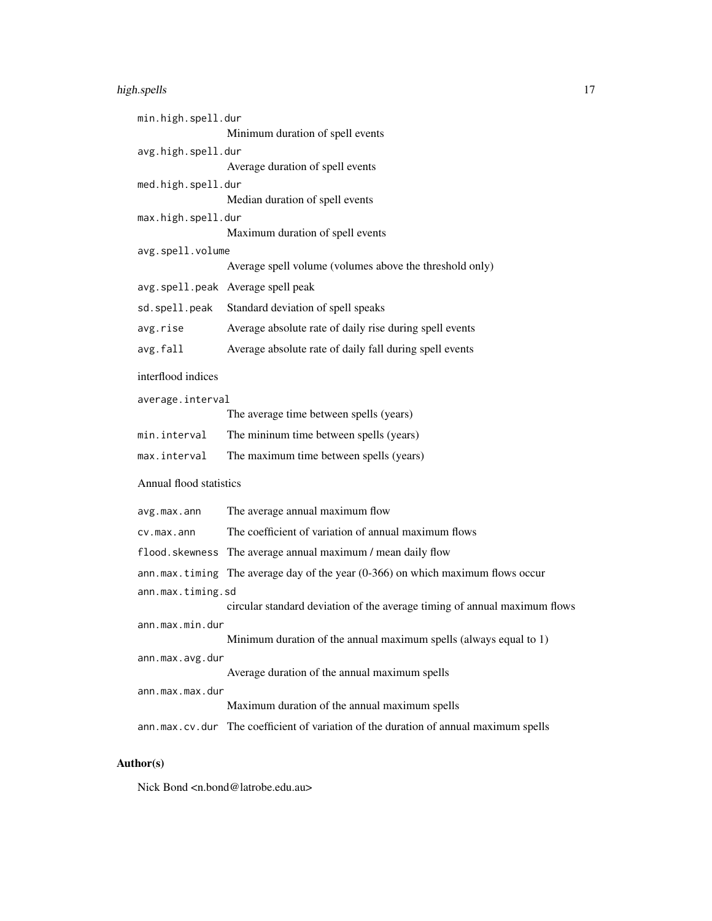`min.high.spell.dur`
: Minimum duration of spell events

`avg.high.spell.dur`
: Average duration of spell events

`med.high.spell.dur`
: Median duration of spell events

`max.high.spell.dur`
: Maximum duration of spell events

`avg.spell.volume`
: Average spell volume (volumes above the threshold only)

`avg.spell.peak`
: Average spell peak

`sd.spell.peak`
: Standard deviation of spell speaks

`avg.rise`
: Average absolute rate of daily rise during spell events

`avg.fall`
: Average absolute rate of daily fall during spell events

interflood indices

`average.interval`
: The average time between spells (years)

`min.interval`
: The mininum time between spells (years)

`max.interval`
: The maximum time between spells (years)

Annual flood statistics

`avg.max.ann`
: The average annual maximum flow

`cv.max.ann`
: The coefficient of variation of annual maximum flows

`flood.skewness`
: The average annual maximum / mean daily flow

`ann.max.timing`
: The average day of the year (0-366) on which maximum flows occur

`ann.max.timing.sd`
: circular standard deviation of the average timing of annual maximum flows

`ann.max.min.dur`
: Minimum duration of the annual maximum spells (always equal to 1)

`ann.max.avg.dur`
: Average duration of the annual maximum spells

`ann.max.max.dur`
: Maximum duration of the annual maximum spells

`ann.max.cv.dur`
: The coefficient of variation of the duration of annual maximum spells

## Author(s)

Nick Bond <n.bond@latrobe.edu.au>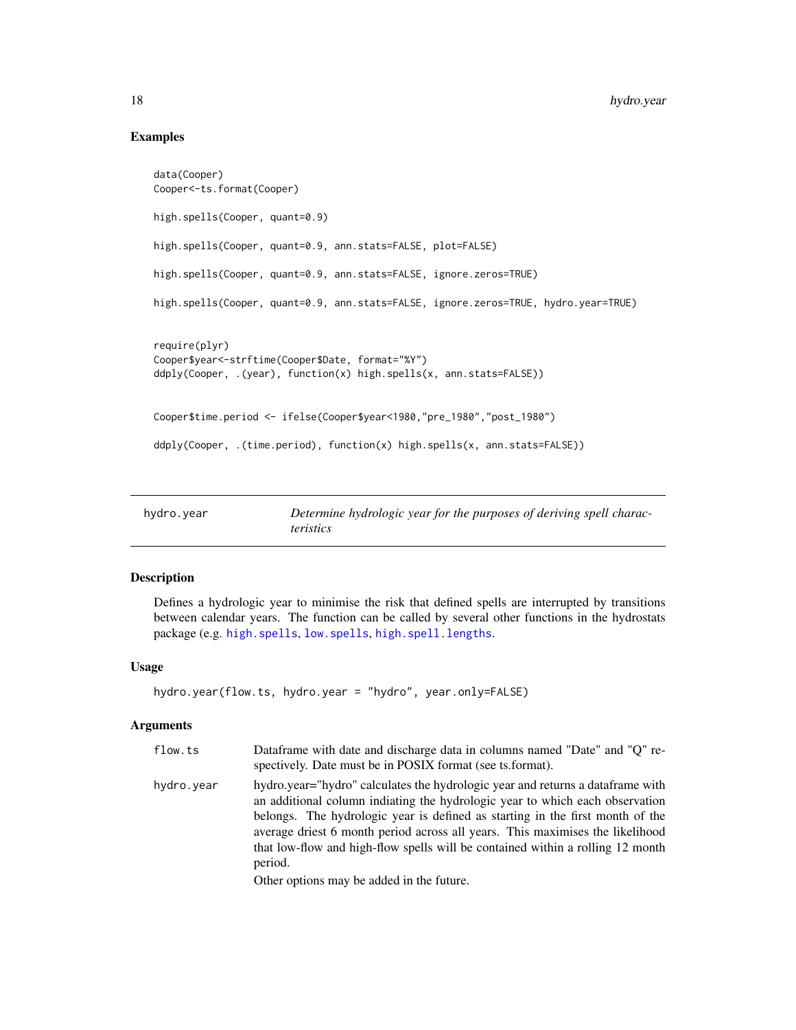## Examples

```
data(Cooper)
Cooper<-ts.format(Cooper)

high.spells(Cooper, quant=0.9)

high.spells(Cooper, quant=0.9, ann.stats=FALSE, plot=FALSE)

high.spells(Cooper, quant=0.9, ann.stats=FALSE, ignore.zeros=TRUE)

high.spells(Cooper, quant=0.9, ann.stats=FALSE, ignore.zeros=TRUE, hydro.year=TRUE)


require(plyr)
Cooper$year<-strftime(Cooper$Date, format="%Y")
ddply(Cooper, .(year), function(x) high.spells(x, ann.stats=FALSE))


Cooper$time.period <- ifelse(Cooper$year<1980,"pre_1980","post_1980")

ddply(Cooper, .(time.period), function(x) high.spells(x, ann.stats=FALSE))
```

---

# hydro.year    *Determine hydrologic year for the purposes of deriving spell characteristics*

## Description

Defines a hydrologic year to minimise the risk that defined spells are interrupted by transitions between calendar years. The function can be called by several other functions in the hydrostats package (e.g. high.spells, low.spells, high.spell.lengths.

## Usage

```
hydro.year(flow.ts, hydro.year = "hydro", year.only=FALSE)
```

## Arguments

| | |
|---|---|
| flow.ts | Dataframe with date and discharge data in columns named "Date" and "Q" respectively. Date must be in POSIX format (see ts.format). |
| hydro.year | hydro.year="hydro" calculates the hydrologic year and returns a dataframe with an additional column indiating the hydrologic year to which each observation belongs. The hydrologic year is defined as starting in the first month of the average driest 6 month period across all years. This maximises the likelihood that low-flow and high-flow spells will be contained within a rolling 12 month period.<br><br>Other options may be added in the future. |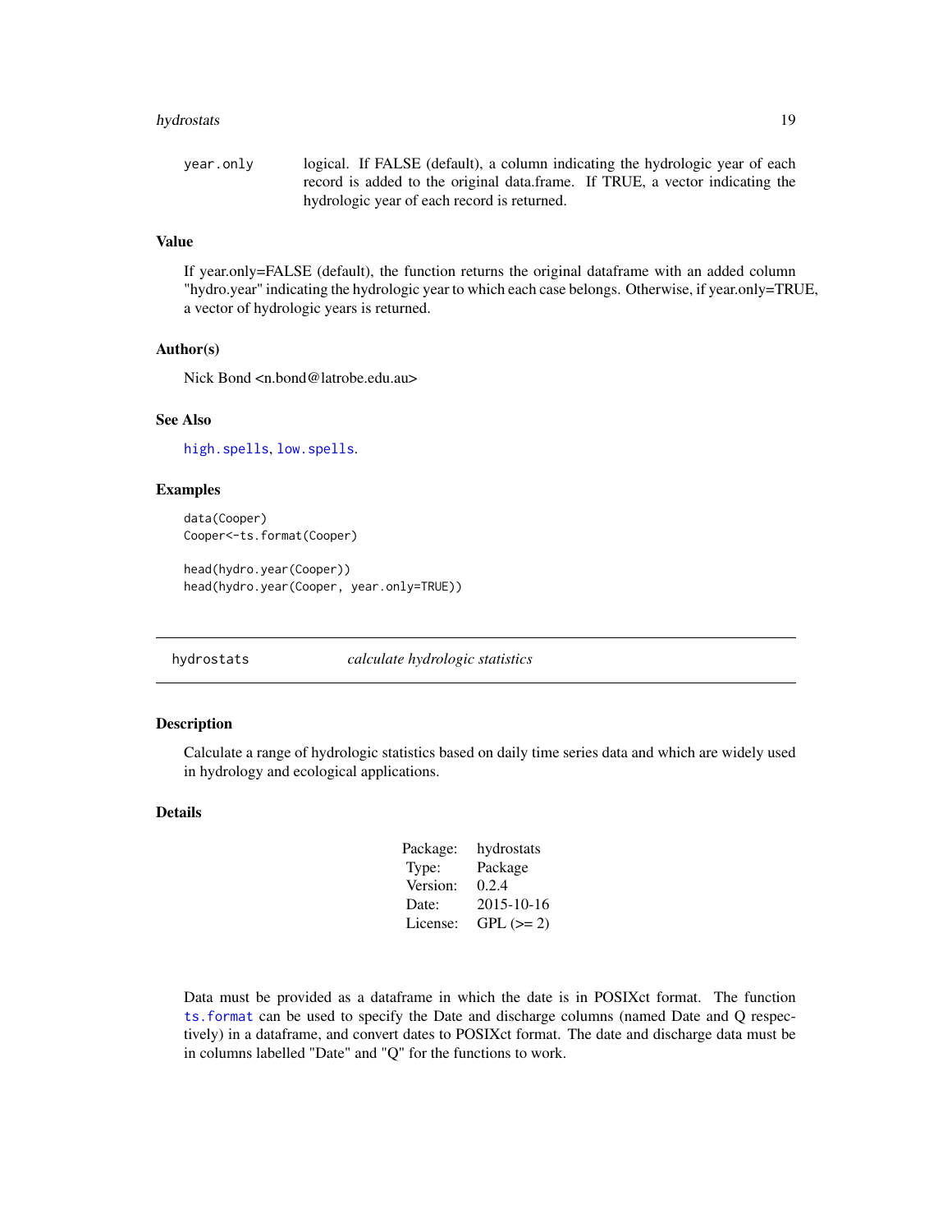year.only	logical. If FALSE (default), a column indicating the hydrologic year of each record is added to the original data.frame. If TRUE, a vector indicating the hydrologic year of each record is returned.

### Value

If year.only=FALSE (default), the function returns the original dataframe with an added column "hydro.year" indicating the hydrologic year to which each case belongs. Otherwise, if year.only=TRUE, a vector of hydrologic years is returned.

### Author(s)

Nick Bond <n.bond@latrobe.edu.au>

### See Also

high.spells, low.spells.

### Examples

```
data(Cooper)
Cooper<-ts.format(Cooper)

head(hydro.year(Cooper))
head(hydro.year(Cooper, year.only=TRUE))
```

---

## hydrostats	*calculate hydrologic statistics*

### Description

Calculate a range of hydrologic statistics based on daily time series data and which are widely used in hydrology and ecological applications.

### Details

| | |
|---|---|
| Package: | hydrostats |
| Type: | Package |
| Version: | 0.2.4 |
| Date: | 2015-10-16 |
| License: | GPL (>= 2) |

Data must be provided as a dataframe in which the date is in POSIXct format. The function ts.format can be used to specify the Date and discharge columns (named Date and Q respectively) in a dataframe, and convert dates to POSIXct format. The date and discharge data must be in columns labelled "Date" and "Q" for the functions to work.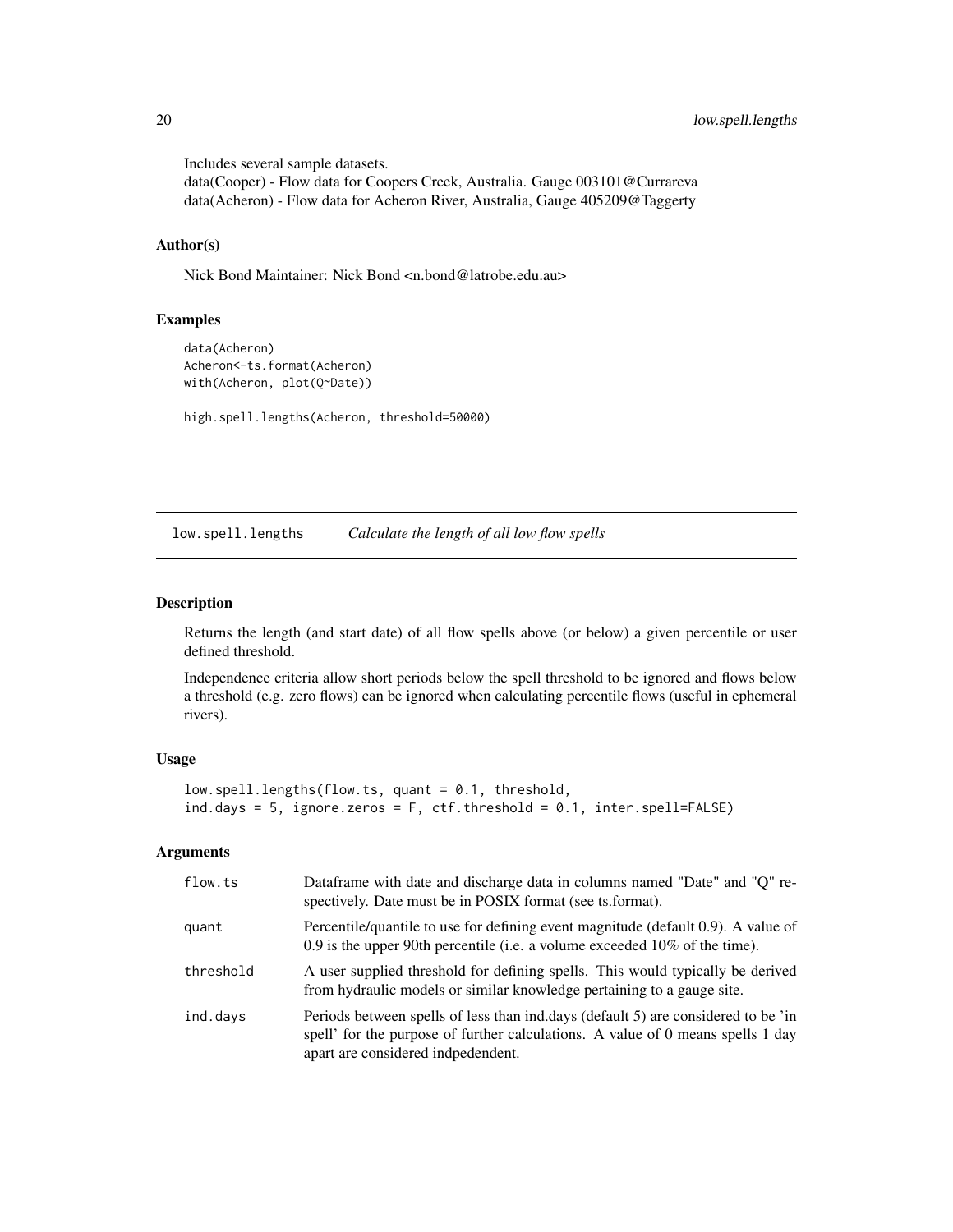Includes several sample datasets.
data(Cooper) - Flow data for Coopers Creek, Australia. Gauge 003101@Currareva
data(Acheron) - Flow data for Acheron River, Australia, Gauge 405209@Taggerty

### Author(s)

Nick Bond Maintainer: Nick Bond <n.bond@latrobe.edu.au>

### Examples

```
data(Acheron)
Acheron<-ts.format(Acheron)
with(Acheron, plot(Q~Date))

high.spell.lengths(Acheron, threshold=50000)
```

---

## low.spell.lengths — *Calculate the length of all low flow spells*

---

### Description

Returns the length (and start date) of all flow spells above (or below) a given percentile or user defined threshold.

Independence criteria allow short periods below the spell threshold to be ignored and flows below a threshold (e.g. zero flows) can be ignored when calculating percentile flows (useful in ephemeral rivers).

### Usage

```
low.spell.lengths(flow.ts, quant = 0.1, threshold,
ind.days = 5, ignore.zeros = F, ctf.threshold = 0.1, inter.spell=FALSE)
```

### Arguments

| | |
|---|---|
| flow.ts | Dataframe with date and discharge data in columns named "Date" and "Q" respectively. Date must be in POSIX format (see ts.format). |
| quant | Percentile/quantile to use for defining event magnitude (default 0.9). A value of 0.9 is the upper 90th percentile (i.e. a volume exceeded 10% of the time). |
| threshold | A user supplied threshold for defining spells. This would typically be derived from hydraulic models or similar knowledge pertaining to a gauge site. |
| ind.days | Periods between spells of less than ind.days (default 5) are considered to be 'in spell' for the purpose of further calculations. A value of 0 means spells 1 day apart are considered indpedendent. |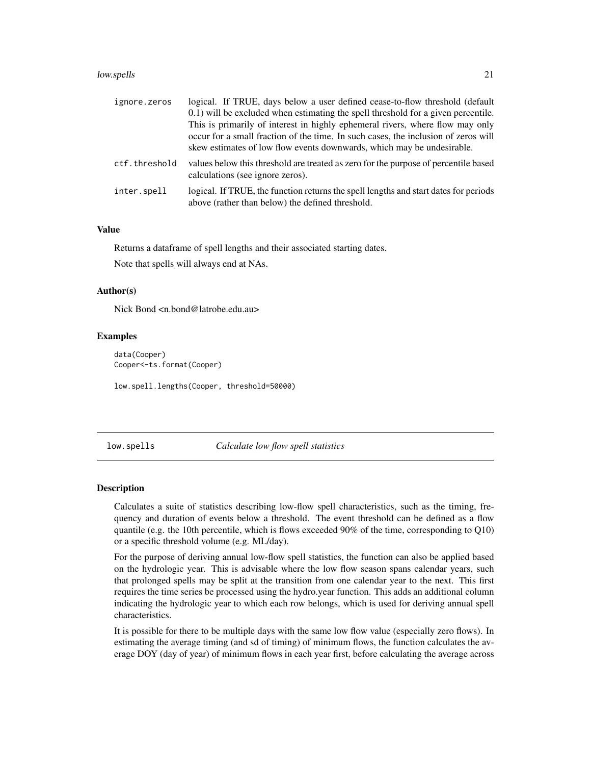| | |
|---|---|
| ignore.zeros | logical. If TRUE, days below a user defined cease-to-flow threshold (default 0.1) will be excluded when estimating the spell threshold for a given percentile. This is primarily of interest in highly ephemeral rivers, where flow may only occur for a small fraction of the time. In such cases, the inclusion of zeros will skew estimates of low flow events downwards, which may be undesirable. |
| ctf.threshold | values below this threshold are treated as zero for the purpose of percentile based calculations (see ignore zeros). |
| inter.spell | logical. If TRUE, the function returns the spell lengths and start dates for periods above (rather than below) the defined threshold. |

### Value

Returns a dataframe of spell lengths and their associated starting dates.

Note that spells will always end at NAs.

### Author(s)

Nick Bond <n.bond@latrobe.edu.au>

### Examples

```
data(Cooper)
Cooper<-ts.format(Cooper)

low.spell.lengths(Cooper, threshold=50000)
```

---

## low.spells — *Calculate low flow spell statistics*

---

### Description

Calculates a suite of statistics describing low-flow spell characteristics, such as the timing, frequency and duration of events below a threshold. The event threshold can be defined as a flow quantile (e.g. the 10th percentile, which is flows exceeded 90% of the time, corresponding to Q10) or a specific threshold volume (e.g. ML/day).

For the purpose of deriving annual low-flow spell statistics, the function can also be applied based on the hydrologic year. This is advisable where the low flow season spans calendar years, such that prolonged spells may be split at the transition from one calendar year to the next. This first requires the time series be processed using the hydro.year function. This adds an additional column indicating the hydrologic year to which each row belongs, which is used for deriving annual spell characteristics.

It is possible for there to be multiple days with the same low flow value (especially zero flows). In estimating the average timing (and sd of timing) of minimum flows, the function calculates the average DOY (day of year) of minimum flows in each year first, before calculating the average across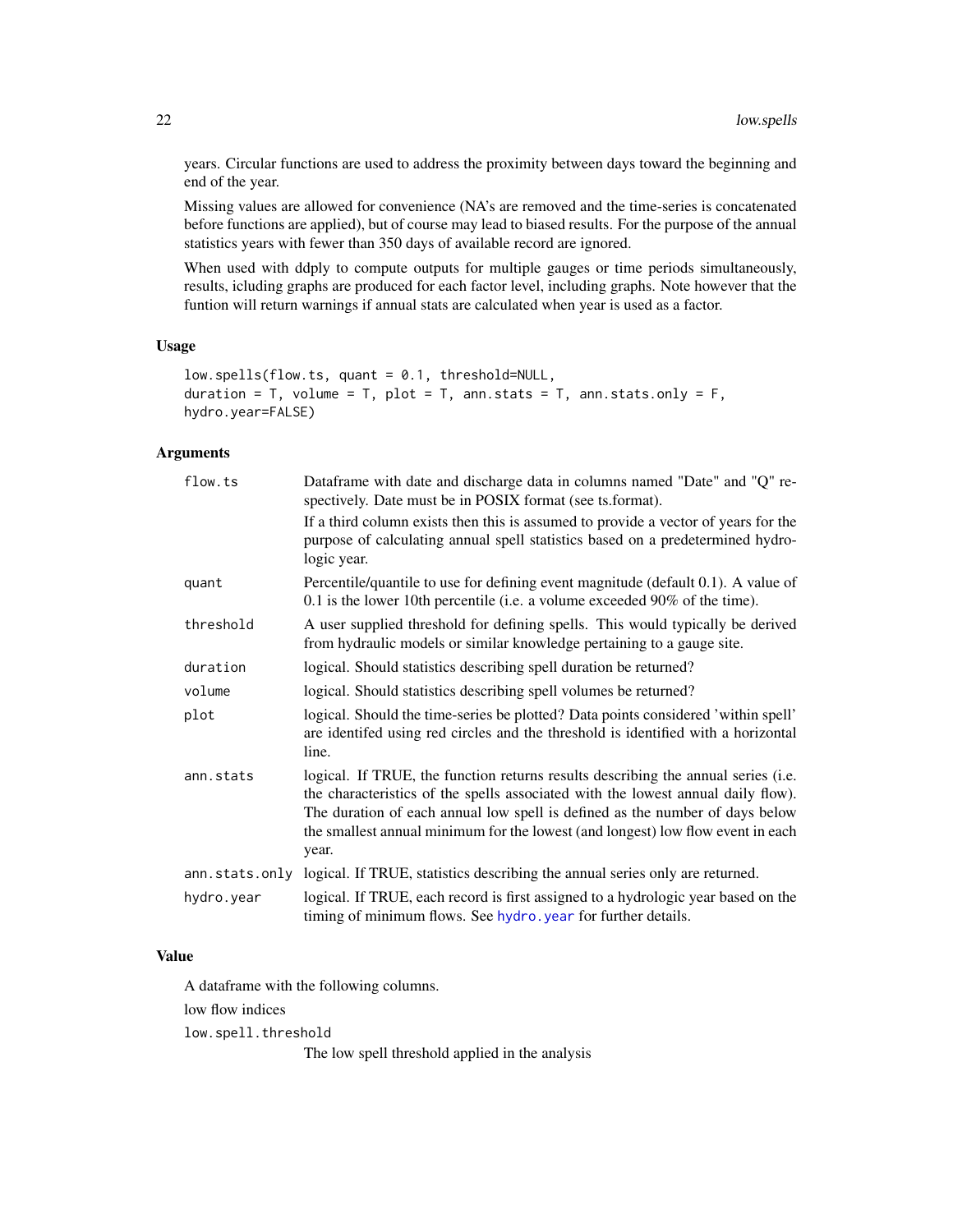years. Circular functions are used to address the proximity between days toward the beginning and end of the year.

Missing values are allowed for convenience (NA's are removed and the time-series is concatenated before functions are applied), but of course may lead to biased results. For the purpose of the annual statistics years with fewer than 350 days of available record are ignored.

When used with ddply to compute outputs for multiple gauges or time periods simultaneously, results, icluding graphs are produced for each factor level, including graphs. Note however that the funtion will return warnings if annual stats are calculated when year is used as a factor.

### Usage

```
low.spells(flow.ts, quant = 0.1, threshold=NULL,
duration = T, volume = T, plot = T, ann.stats = T, ann.stats.only = F,
hydro.year=FALSE)
```

### Arguments

| | |
|---|---|
| `flow.ts` | Dataframe with date and discharge data in columns named "Date" and "Q" respectively. Date must be in POSIX format (see ts.format). If a third column exists then this is assumed to provide a vector of years for the purpose of calculating annual spell statistics based on a predetermined hydrologic year. |
| `quant` | Percentile/quantile to use for defining event magnitude (default 0.1). A value of 0.1 is the lower 10th percentile (i.e. a volume exceeded 90% of the time). |
| `threshold` | A user supplied threshold for defining spells. This would typically be derived from hydraulic models or similar knowledge pertaining to a gauge site. |
| `duration` | logical. Should statistics describing spell duration be returned? |
| `volume` | logical. Should statistics describing spell volumes be returned? |
| `plot` | logical. Should the time-series be plotted? Data points considered 'within spell' are identifed using red circles and the threshold is identified with a horizontal line. |
| `ann.stats` | logical. If TRUE, the function returns results describing the annual series (i.e. the characteristics of the spells associated with the lowest annual daily flow). The duration of each annual low spell is defined as the number of days below the smallest annual minimum for the lowest (and longest) low flow event in each year. |
| `ann.stats.only` | logical. If TRUE, statistics describing the annual series only are returned. |
| `hydro.year` | logical. If TRUE, each record is first assigned to a hydrologic year based on the timing of minimum flows. See `hydro.year` for further details. |

### Value

A dataframe with the following columns.

low flow indices

`low.spell.threshold`
: The low spell threshold applied in the analysis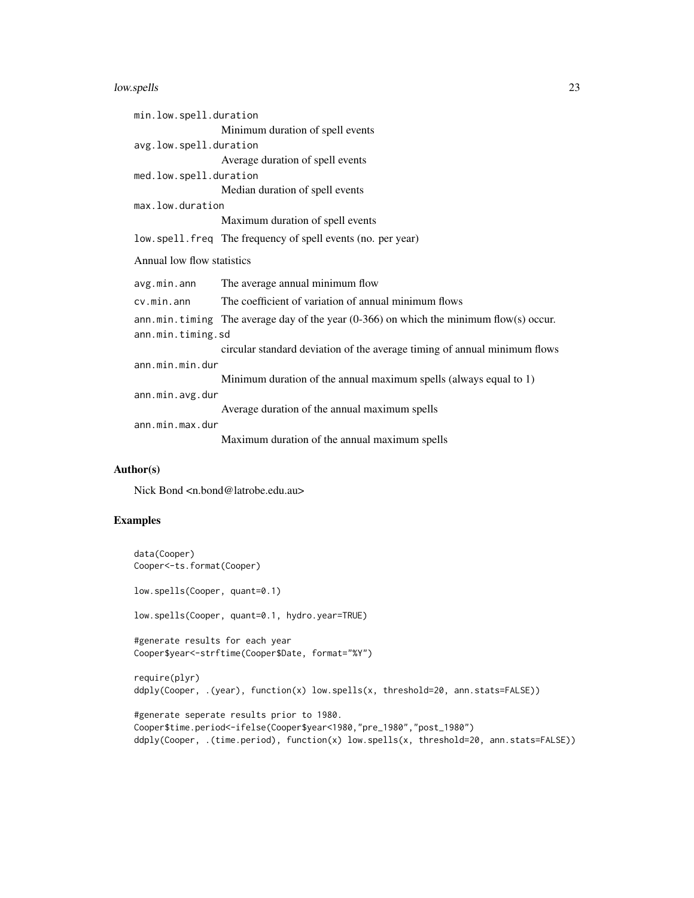`min.low.spell.duration`
: Minimum duration of spell events

`avg.low.spell.duration`
: Average duration of spell events

`med.low.spell.duration`
: Median duration of spell events

`max.low.duration`
: Maximum duration of spell events

`low.spell.freq` The frequency of spell events (no. per year)

Annual low flow statistics

`avg.min.ann` The average annual minimum flow

`cv.min.ann` The coefficient of variation of annual minimum flows

`ann.min.timing` The average day of the year (0-366) on which the minimum flow(s) occur.

`ann.min.timing.sd`
: circular standard deviation of the average timing of annual minimum flows

`ann.min.min.dur`
: Minimum duration of the annual maximum spells (always equal to 1)

`ann.min.avg.dur`
: Average duration of the annual maximum spells

`ann.min.max.dur`
: Maximum duration of the annual maximum spells

## Author(s)

Nick Bond <n.bond@latrobe.edu.au>

## Examples

```
data(Cooper)
Cooper<-ts.format(Cooper)

low.spells(Cooper, quant=0.1)

low.spells(Cooper, quant=0.1, hydro.year=TRUE)

#generate results for each year
Cooper$year<-strftime(Cooper$Date, format="%Y")

require(plyr)
ddply(Cooper, .(year), function(x) low.spells(x, threshold=20, ann.stats=FALSE))

#generate seperate results prior to 1980.
Cooper$time.period<-ifelse(Cooper$year<1980,"pre_1980","post_1980")
ddply(Cooper, .(time.period), function(x) low.spells(x, threshold=20, ann.stats=FALSE))
```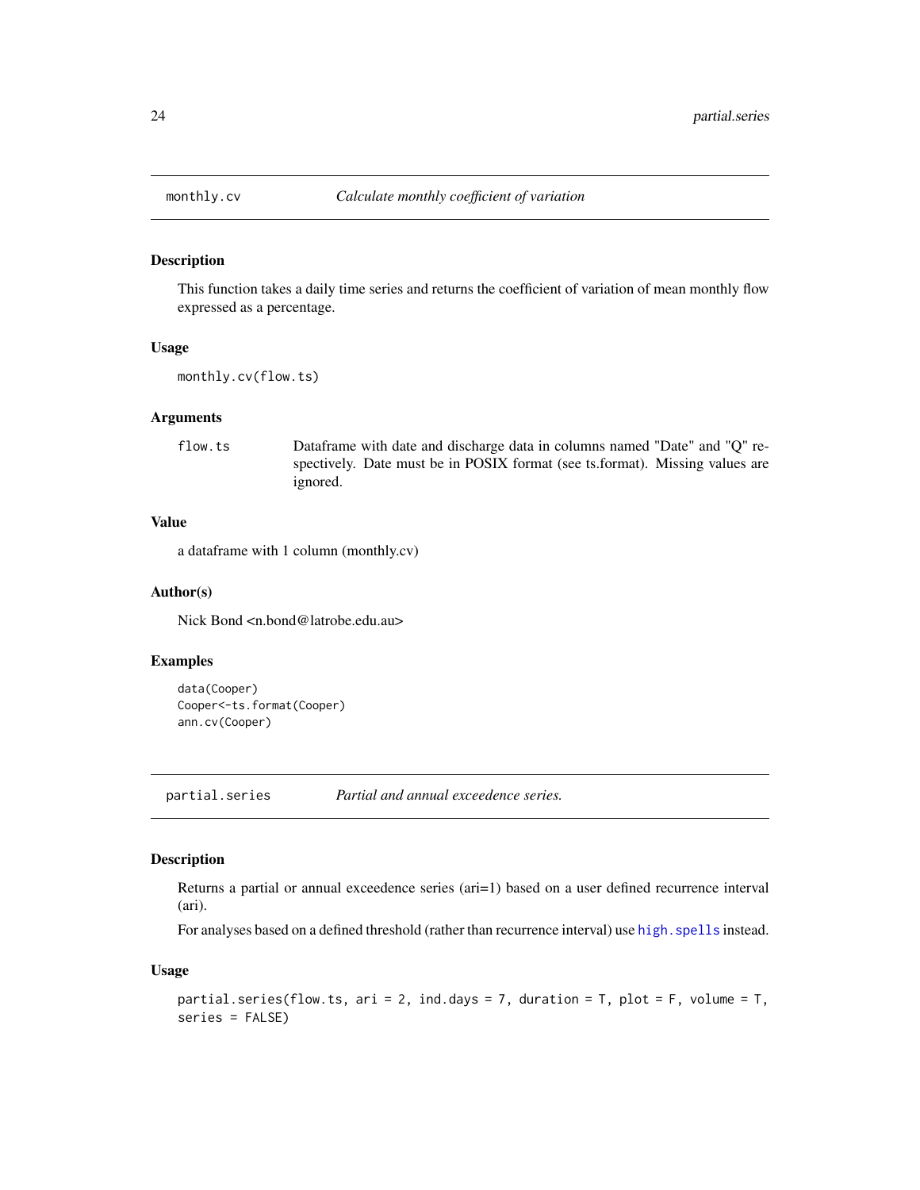## monthly.cv — *Calculate monthly coefficient of variation*

### Description

This function takes a daily time series and returns the coefficient of variation of mean monthly flow expressed as a percentage.

### Usage

```
monthly.cv(flow.ts)
```

### Arguments

| | |
|---|---|
| flow.ts | Dataframe with date and discharge data in columns named "Date" and "Q" respectively. Date must be in POSIX format (see ts.format). Missing values are ignored. |

### Value

a dataframe with 1 column (monthly.cv)

### Author(s)

Nick Bond <n.bond@latrobe.edu.au>

### Examples

```
data(Cooper)
Cooper<-ts.format(Cooper)
ann.cv(Cooper)
```

## partial.series — *Partial and annual exceedence series.*

### Description

Returns a partial or annual exceedence series (ari=1) based on a user defined recurrence interval (ari).

For analyses based on a defined threshold (rather than recurrence interval) use high.spells instead.

### Usage

```
partial.series(flow.ts, ari = 2, ind.days = 7, duration = T, plot = F, volume = T,
series = FALSE)
```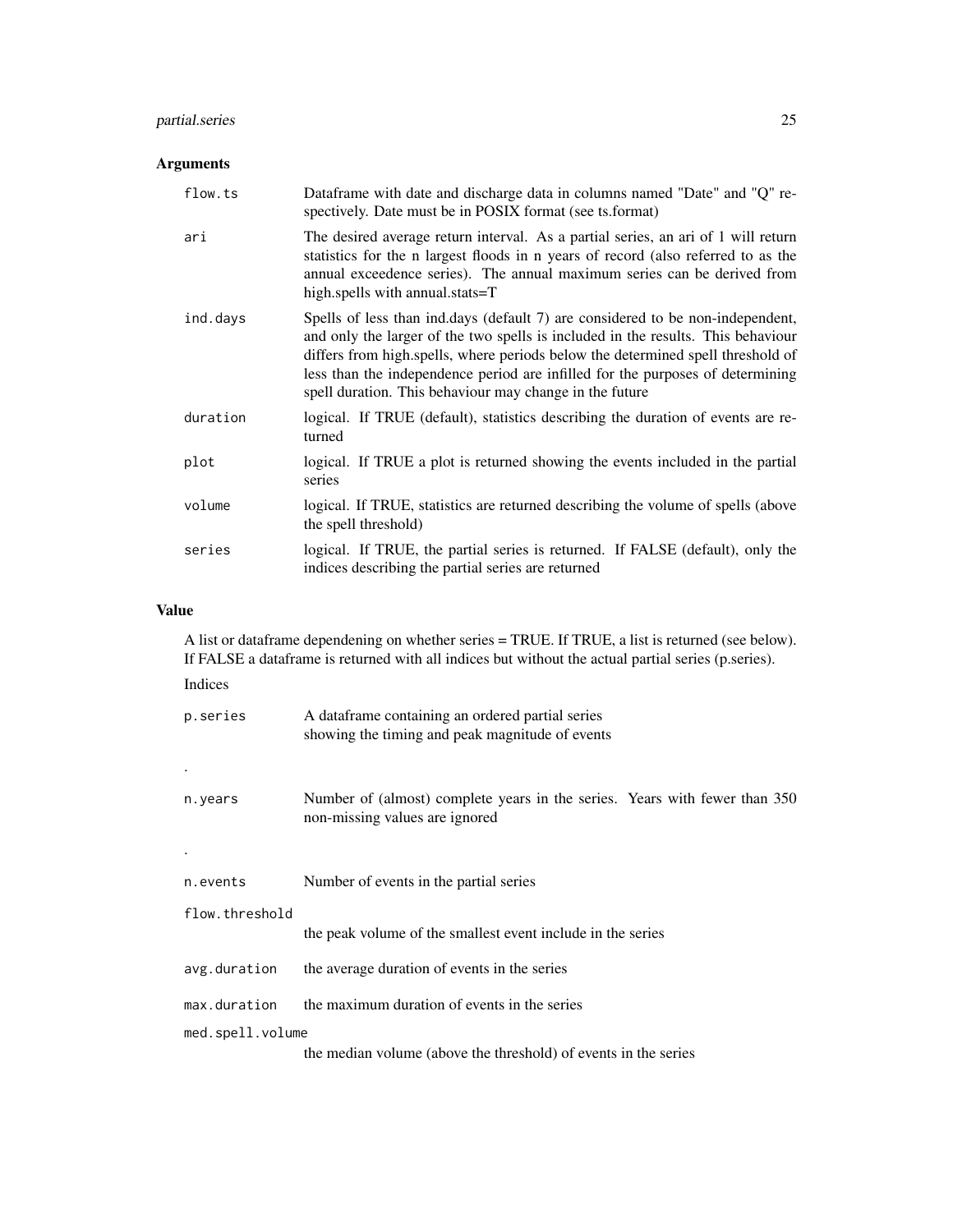## Arguments

| | |
|---|---|
| `flow.ts` | Dataframe with date and discharge data in columns named "Date" and "Q" respectively. Date must be in POSIX format (see ts.format) |
| `ari` | The desired average return interval. As a partial series, an ari of 1 will return statistics for the n largest floods in n years of record (also referred to as the annual exceedence series). The annual maximum series can be derived from high.spells with annual.stats=T |
| `ind.days` | Spells of less than ind.days (default 7) are considered to be non-independent, and only the larger of the two spells is included in the results. This behaviour differs from high.spells, where periods below the determined spell threshold of less than the independence period are infilled for the purposes of determining spell duration. This behaviour may change in the future |
| `duration` | logical. If TRUE (default), statistics describing the duration of events are returned |
| `plot` | logical. If TRUE a plot is returned showing the events included in the partial series |
| `volume` | logical. If TRUE, statistics are returned describing the volume of spells (above the spell threshold) |
| `series` | logical. If TRUE, the partial series is returned. If FALSE (default), only the indices describing the partial series are returned |

## Value

A list or dataframe dependening on whether series = TRUE. If TRUE, a list is returned (see below). If FALSE a dataframe is returned with all indices but without the actual partial series (p.series).

Indices

| | |
|---|---|
| `p.series` | A dataframe containing an ordered partial series showing the timing and peak magnitude of events |
| . | |
| `n.years` | Number of (almost) complete years in the series. Years with fewer than 350 non-missing values are ignored |
| . | |
| `n.events` | Number of events in the partial series |
| `flow.threshold` | the peak volume of the smallest event include in the series |
| `avg.duration` | the average duration of events in the series |
| `max.duration` | the maximum duration of events in the series |
| `med.spell.volume` | the median volume (above the threshold) of events in the series |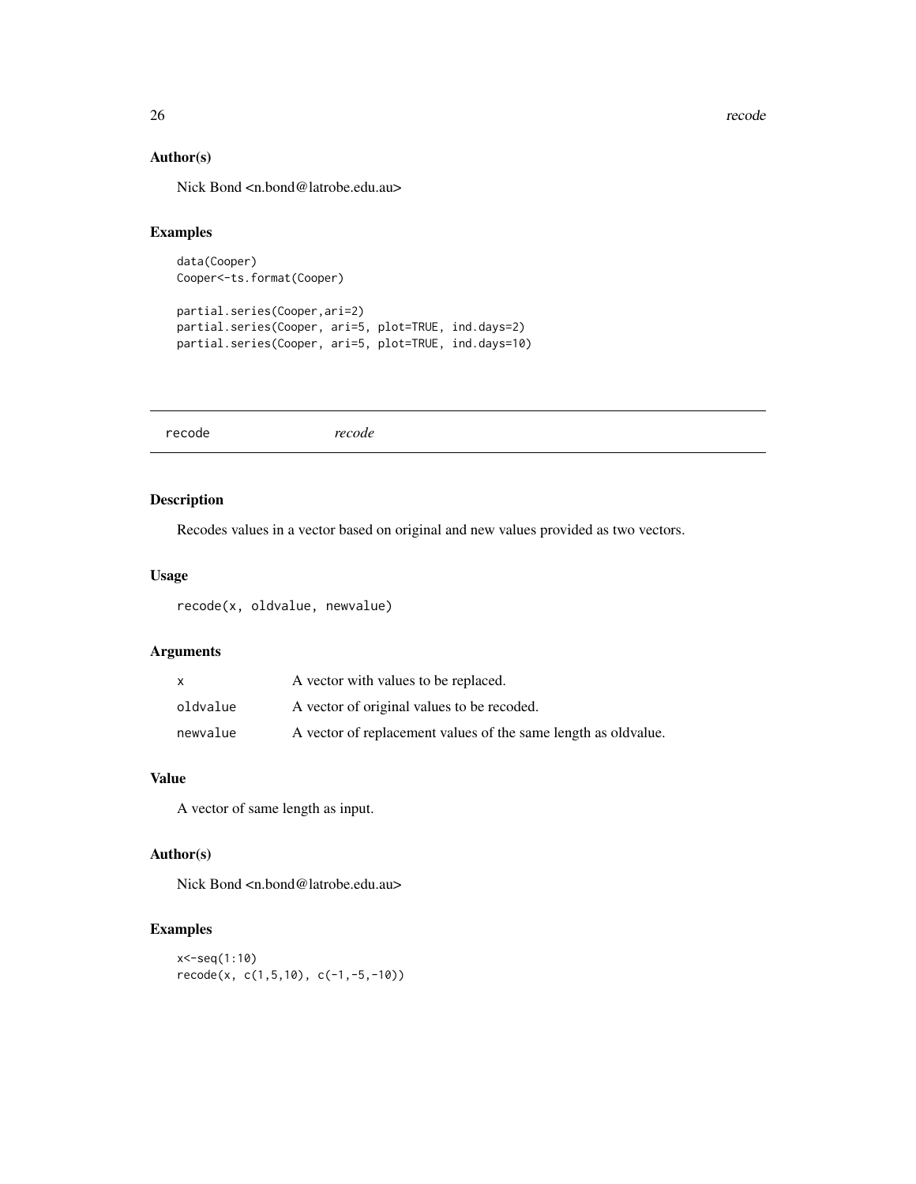### Author(s)

Nick Bond <n.bond@latrobe.edu.au>

### Examples

```
data(Cooper)
Cooper<-ts.format(Cooper)

partial.series(Cooper,ari=2)
partial.series(Cooper, ari=5, plot=TRUE, ind.days=2)
partial.series(Cooper, ari=5, plot=TRUE, ind.days=10)
```

---

## recode *recode*

---

### Description

Recodes values in a vector based on original and new values provided as two vectors.

### Usage

```
recode(x, oldvalue, newvalue)
```

### Arguments

| | |
|---|---|
| x | A vector with values to be replaced. |
| oldvalue | A vector of original values to be recoded. |
| newvalue | A vector of replacement values of the same length as oldvalue. |

### Value

A vector of same length as input.

### Author(s)

Nick Bond <n.bond@latrobe.edu.au>

### Examples

```
x<-seq(1:10)
recode(x, c(1,5,10), c(-1,-5,-10))
```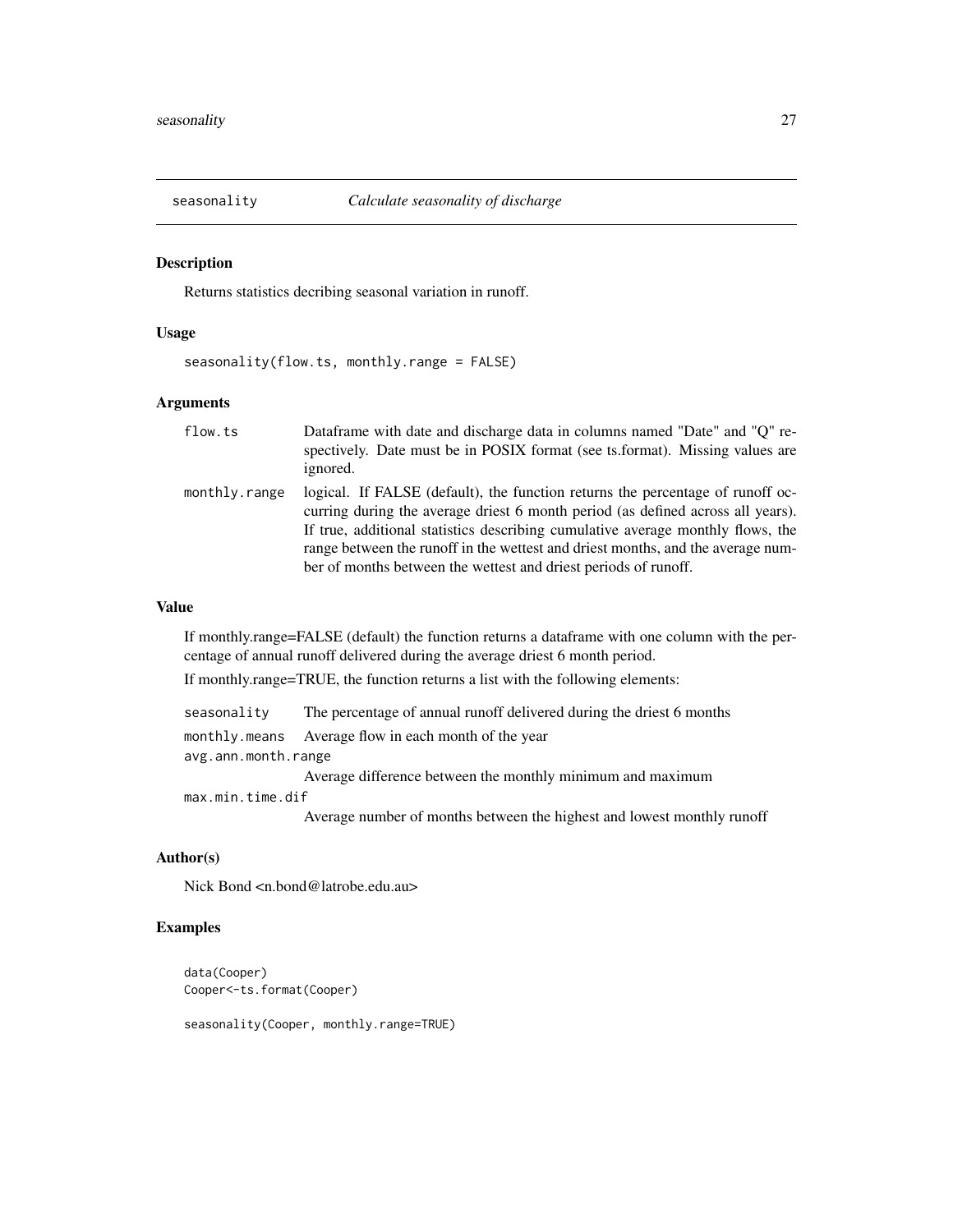# seasonality *Calculate seasonality of discharge*

## Description

Returns statistics decribing seasonal variation in runoff.

## Usage

```
seasonality(flow.ts, monthly.range = FALSE)
```

## Arguments

| | |
|---|---|
| flow.ts | Dataframe with date and discharge data in columns named "Date" and "Q" respectively. Date must be in POSIX format (see ts.format). Missing values are ignored. |
| monthly.range | logical. If FALSE (default), the function returns the percentage of runoff occurring during the average driest 6 month period (as defined across all years). If true, additional statistics describing cumulative average monthly flows, the range between the runoff in the wettest and driest months, and the average number of months between the wettest and driest periods of runoff. |

## Value

If monthly.range=FALSE (default) the function returns a dataframe with one column with the percentage of annual runoff delivered during the average driest 6 month period.

If monthly.range=TRUE, the function returns a list with the following elements:

| | |
|---|---|
| seasonality | The percentage of annual runoff delivered during the driest 6 months |
| monthly.means | Average flow in each month of the year |
| avg.ann.month.range | Average difference between the monthly minimum and maximum |
| max.min.time.dif | Average number of months between the highest and lowest monthly runoff |

## Author(s)

Nick Bond <n.bond@latrobe.edu.au>

## Examples

```
data(Cooper)
Cooper<-ts.format(Cooper)

seasonality(Cooper, monthly.range=TRUE)
```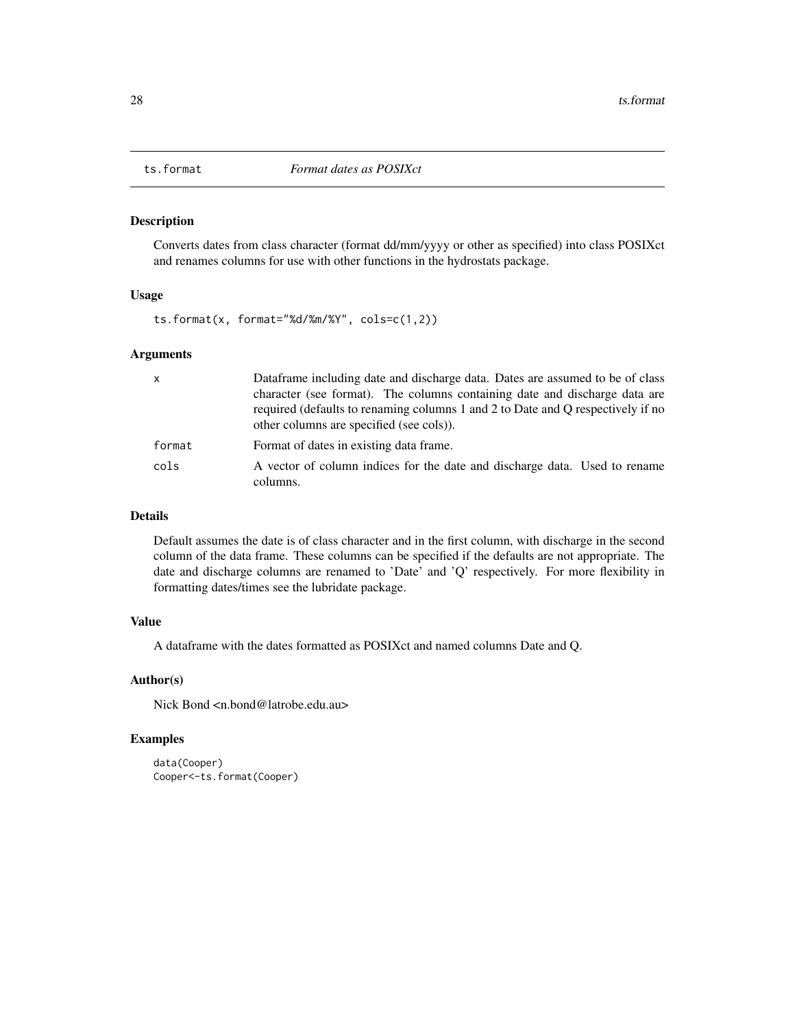# ts.format *Format dates as POSIXct*

## Description

Converts dates from class character (format dd/mm/yyyy or other as specified) into class POSIXct and renames columns for use with other functions in the hydrostats package.

## Usage

```
ts.format(x, format="%d/%m/%Y", cols=c(1,2))
```

## Arguments

| | |
|---|---|
| x | Dataframe including date and discharge data. Dates are assumed to be of class character (see format). The columns containing date and discharge data are required (defaults to renaming columns 1 and 2 to Date and Q respectively if no other columns are specified (see cols)). |
| format | Format of dates in existing data frame. |
| cols | A vector of column indices for the date and discharge data. Used to rename columns. |

## Details

Default assumes the date is of class character and in the first column, with discharge in the second column of the data frame. These columns can be specified if the defaults are not appropriate. The date and discharge columns are renamed to 'Date' and 'Q' respectively. For more flexibility in formatting dates/times see the lubridate package.

## Value

A dataframe with the dates formatted as POSIXct and named columns Date and Q.

## Author(s)

Nick Bond <n.bond@latrobe.edu.au>

## Examples

```
data(Cooper)
Cooper<-ts.format(Cooper)
```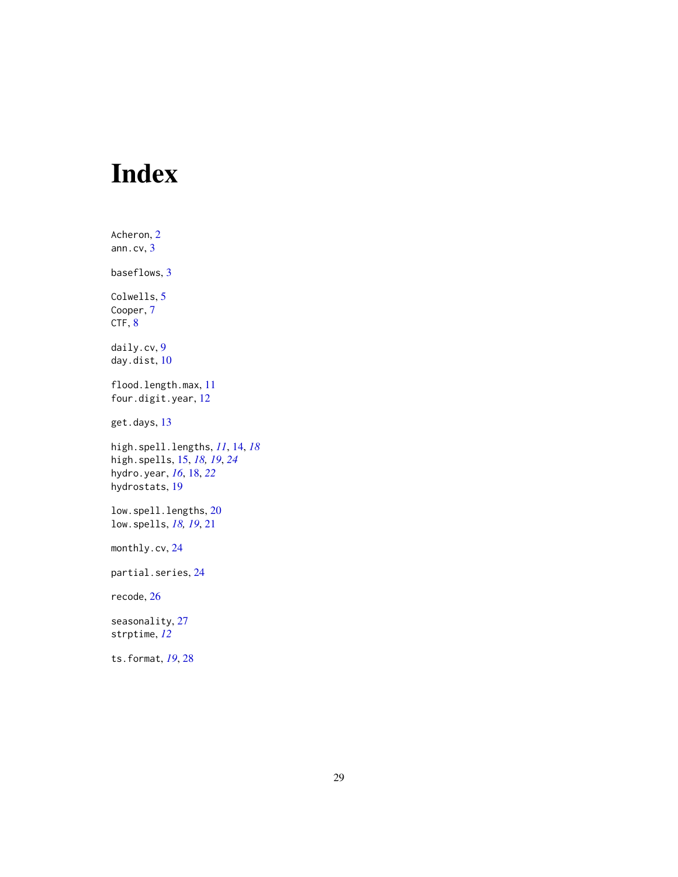# Index

Acheron, 2
ann.cv, 3

baseflows, 3

Colwells, 5
Cooper, 7
CTF, 8

daily.cv, 9
day.dist, 10

flood.length.max, 11
four.digit.year, 12

get.days, 13

high.spell.lengths, *11*, 14, *18*
high.spells, 15, *18, 19*, *24*
hydro.year, *16*, 18, *22*
hydrostats, 19

low.spell.lengths, 20
low.spells, *18, 19*, 21

monthly.cv, 24

partial.series, 24

recode, 26

seasonality, 27
strptime, *12*

ts.format, *19*, 28